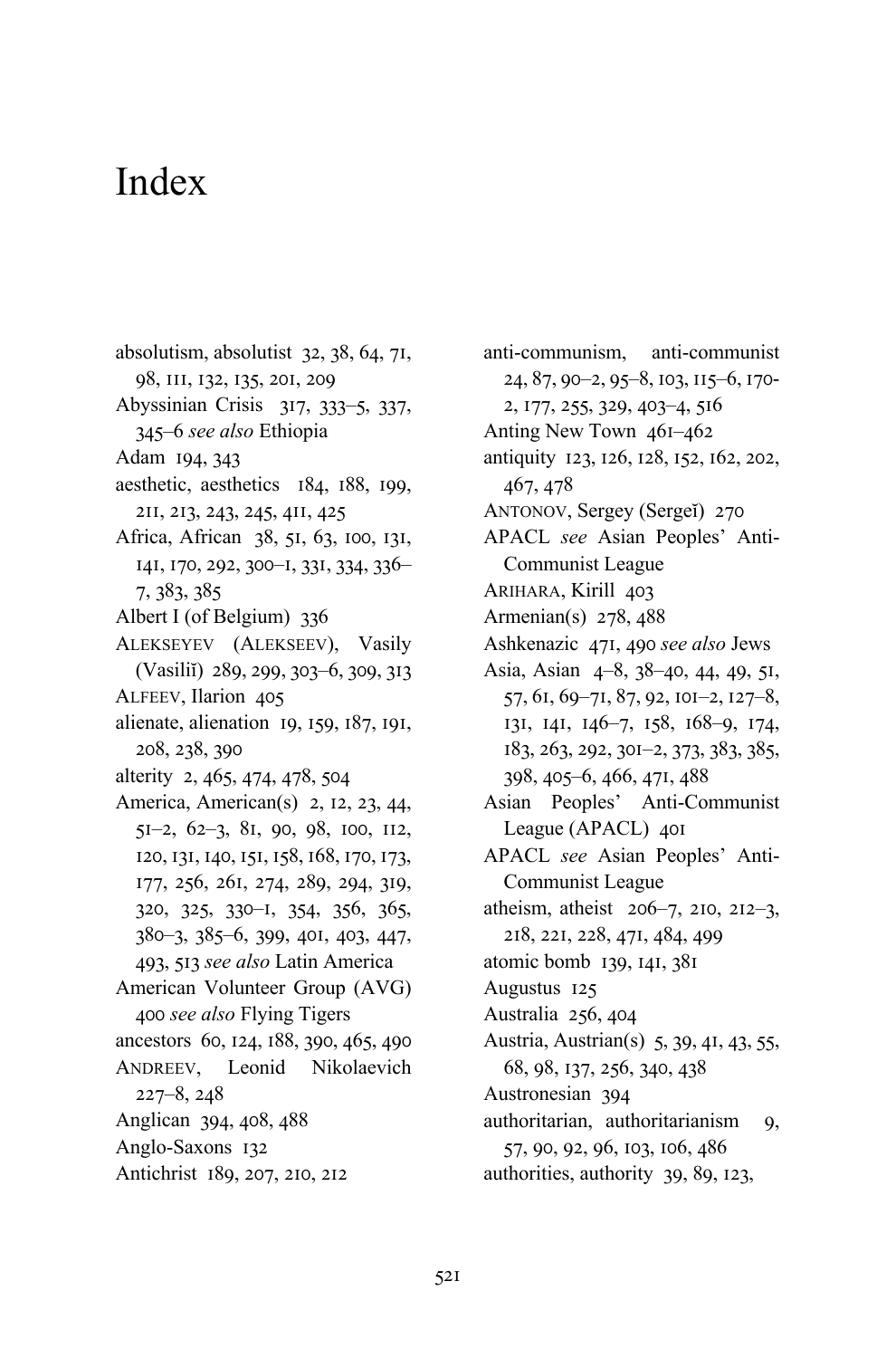# Index

absolutism, absolutist 32, 38, 64, 71, 98, 111, 132, 135, 201, 209

Abyssinian Crisis 317, 333–5, 337, 345–6 *see also* Ethiopia

Adam 194, 343

aesthetic, aesthetics 184, 188, 199, 211, 213, 243, 245, 411, 425

Africa, African 38, 51, 63, 100, 131, 141, 170, 292, 300–1, 331, 334, 336–7, 383, 385

Albert I (of Belgium) 336

ALEKSEYEV (ALEKSEEV), Vasily (Vasiliĭ) 289, 299, 303–6, 309, 313

ALFEEV, Ilarion 405

alienate, alienation 19, 159, 187, 191, 208, 238, 390

alterity 2, 465, 474, 478, 504

America, American(s) 2, 12, 23, 44, 51–2, 62–3, 81, 90, 98, 100, 112, 120, 131, 140, 151, 158, 168, 170, 173, 177, 256, 261, 274, 289, 294, 319, 320, 325, 330–1, 354, 356, 365, 380–3, 385–6, 399, 401, 403, 447, 493, 513 *see also* Latin America

American Volunteer Group (AVG) 400 *see also* Flying Tigers

ancestors 60, 124, 188, 390, 465, 490

ANDREEV, Leonid Nikolaevich 227–8, 248

Anglican 394, 408, 488

Anglo-Saxons 132

Antichrist 189, 207, 210, 212

anti-communism, anti-communist 24, 87, 90–2, 95–8, 103, 115–6, 170-2, 177, 255, 329, 403–4, 516

Anting New Town 461–462

antiquity 123, 126, 128, 152, 162, 202, 467, 478

ANTONOV, Sergey (Sergeĭ) 270

APACL *see* Asian Peoples' Anti-Communist League

ARIHARA, Kirill 403

Armenian(s) 278, 488

Ashkenazic 471, 490 *see also* Jews

Asia, Asian 4–8, 38–40, 44, 49, 51, 57, 61, 69–71, 87, 92, 101–2, 127–8, 131, 141, 146–7, 158, 168–9, 174, 183, 263, 292, 301–2, 373, 383, 385, 398, 405–6, 466, 471, 488

Asian Peoples' Anti-Communist League (APACL) 401

APACL *see* Asian Peoples' Anti-Communist League

atheism, atheist 206–7, 210, 212–3, 218, 221, 228, 471, 484, 499

atomic bomb 139, 141, 381

Augustus 125

Australia 256, 404

Austria, Austrian(s) 5, 39, 41, 43, 55, 68, 98, 137, 256, 340, 438

Austronesian 394

authoritarian, authoritarianism 9, 57, 90, 92, 96, 103, 106, 486

authorities, authority 39, 89, 123,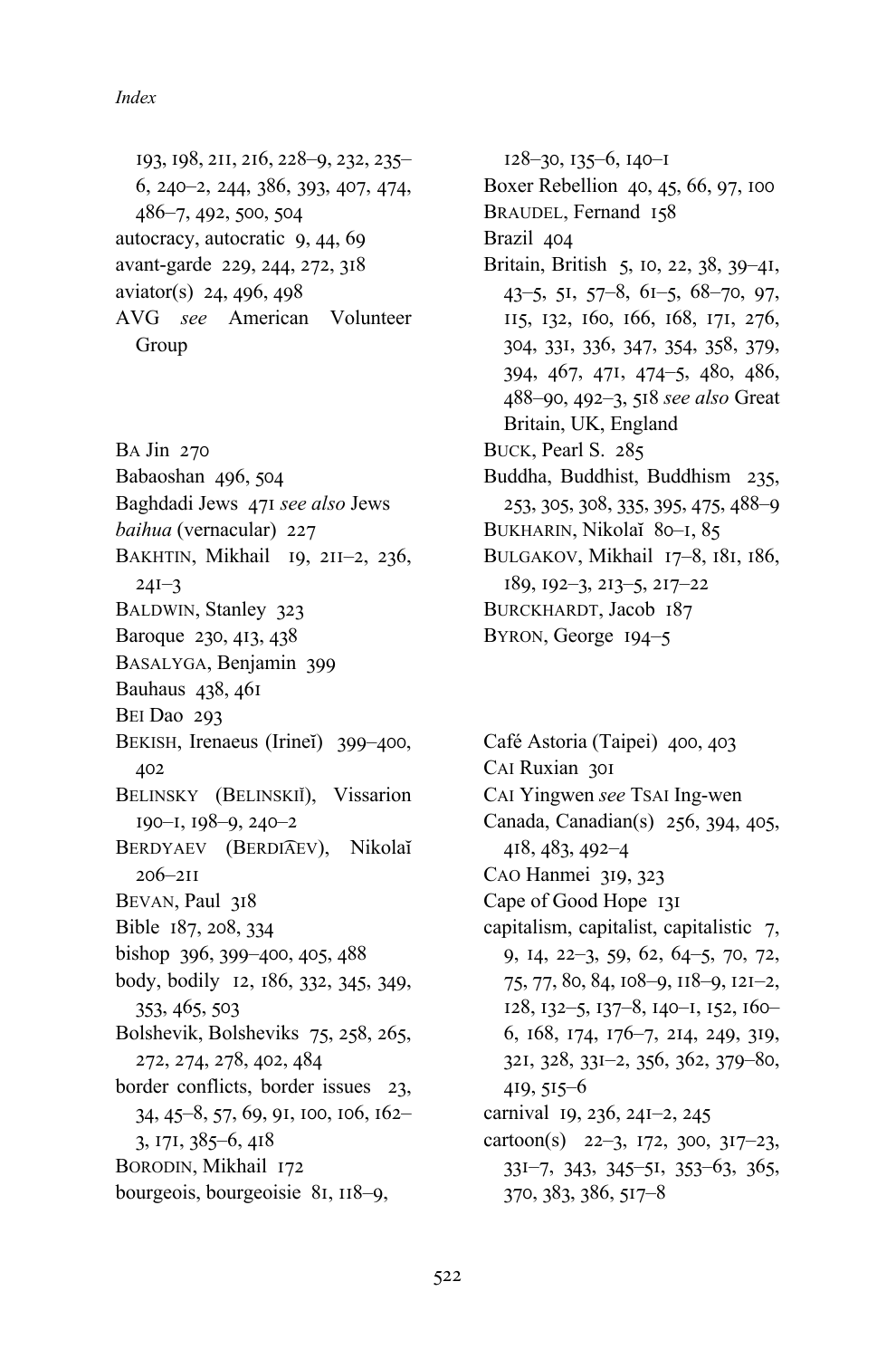193, 198, 211, 216, 228–9, 232, 235–6, 240–2, 244, 386, 393, 407, 474, 486–7, 492, 500, 504

autocracy, autocratic 9, 44, 69

avant-garde 229, 244, 272, 318

aviator(s) 24, 496, 498

AVG *see* American Volunteer Group

BA Jin 270

Babaoshan 496, 504

Baghdadi Jews 471 *see also* Jews

*baihua* (vernacular) 227

BAKHTIN, Mikhail 19, 211–2, 236, 241–3

BALDWIN, Stanley 323

Baroque 230, 413, 438

BASALYGA, Benjamin 399

Bauhaus 438, 461

BEI Dao 293

BEKISH, Irenaeus (Irineĭ) 399–400, 402

BELINSKY (BELINSKIĬ), Vissarion 190–1, 198–9, 240–2

BERDYAEV (BERDI͡AEV), Nikolaĭ 206–211

BEVAN, Paul 318

Bible 187, 208, 334

bishop 396, 399–400, 405, 488

body, bodily 12, 186, 332, 345, 349, 353, 465, 503

Bolshevik, Bolsheviks 75, 258, 265, 272, 274, 278, 402, 484

border conflicts, border issues 23, 34, 45–8, 57, 69, 91, 100, 106, 162–3, 171, 385–6, 418

BORODIN, Mikhail 172

bourgeois, bourgeoisie 81, 118–9, 128–30, 135–6, 140–1

Boxer Rebellion 40, 45, 66, 97, 100

BRAUDEL, Fernand 158

Brazil 404

Britain, British 5, 10, 22, 38, 39–41, 43–5, 51, 57–8, 61–5, 68–70, 97, 115, 132, 160, 166, 168, 171, 276, 304, 331, 336, 347, 354, 358, 379, 394, 467, 471, 474–5, 480, 486, 488–90, 492–3, 518 *see also* Great Britain, UK, England

BUCK, Pearl S. 285

Buddha, Buddhist, Buddhism 235, 253, 305, 308, 335, 395, 475, 488–9

BUKHARIN, Nikolaĭ 80–1, 85

BULGAKOV, Mikhail 17–8, 181, 186, 189, 192–3, 213–5, 217–22

BURCKHARDT, Jacob 187

BYRON, George 194–5

Café Astoria (Taipei) 400, 403

CAI Ruxian 301

CAI Yingwen *see* TSAI Ing-wen

Canada, Canadian(s) 256, 394, 405, 418, 483, 492–4

CAO Hanmei 319, 323

Cape of Good Hope 131

capitalism, capitalist, capitalistic 7, 9, 14, 22–3, 59, 62, 64–5, 70, 72, 75, 77, 80, 84, 108–9, 118–9, 121–2, 128, 132–5, 137–8, 140–1, 152, 160–6, 168, 174, 176–7, 214, 249, 319, 321, 328, 331–2, 356, 362, 379–80, 419, 515–6

carnival 19, 236, 241–2, 245

cartoon(s) 22–3, 172, 300, 317–23, 331–7, 343, 345–51, 353–63, 365, 370, 383, 386, 517–8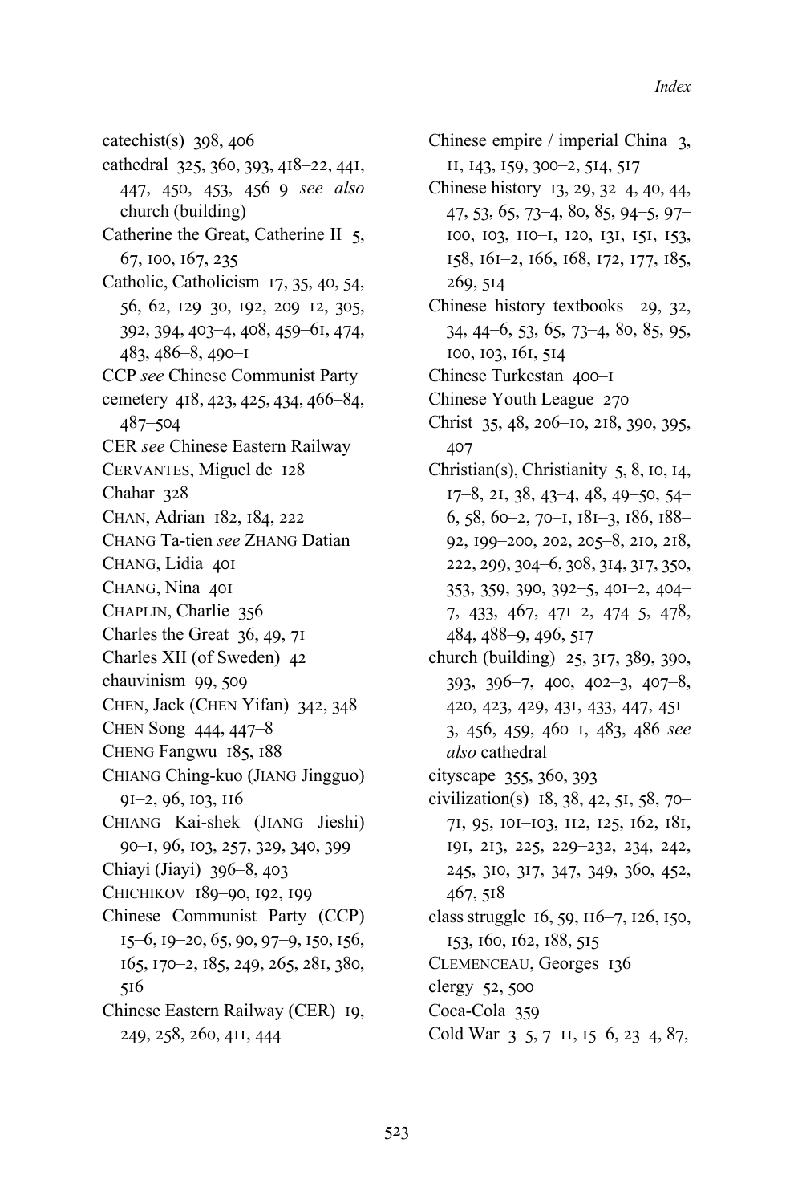catechist(s) 398, 406

cathedral 325, 360, 393, 418–22, 441, 447, 450, 453, 456–9 *see also* church (building)

Catherine the Great, Catherine II 5, 67, 100, 167, 235

Catholic, Catholicism 17, 35, 40, 54, 56, 62, 129–30, 192, 209–12, 305, 392, 394, 403–4, 408, 459–61, 474, 483, 486–8, 490–1

CCP *see* Chinese Communist Party

cemetery 418, 423, 425, 434, 466–84, 487–504

CER *see* Chinese Eastern Railway

CERVANTES, Miguel de 128

Chahar 328

CHAN, Adrian 182, 184, 222

CHANG Ta-tien *see* ZHANG Datian

CHANG, Lidia 401

CHANG, Nina 401

CHAPLIN, Charlie 356

Charles the Great 36, 49, 71

Charles XII (of Sweden) 42

chauvinism 99, 509

CHEN, Jack (CHEN Yifan) 342, 348

CHEN Song 444, 447–8

CHENG Fangwu 185, 188

CHIANG Ching-kuo (JIANG Jingguo) 91–2, 96, 103, 116

CHIANG Kai-shek (JIANG Jieshi) 90–1, 96, 103, 257, 329, 340, 399

Chiayi (Jiayi) 396–8, 403

CHICHIKOV 189–90, 192, 199

Chinese Communist Party (CCP) 15–6, 19–20, 65, 90, 97–9, 150, 156, 165, 170–2, 185, 249, 265, 281, 380, 516

Chinese Eastern Railway (CER) 19, 249, 258, 260, 411, 444

Chinese empire / imperial China 3, 11, 143, 159, 300–2, 514, 517

Chinese history 13, 29, 32–4, 40, 44, 47, 53, 65, 73–4, 80, 85, 94–5, 97–100, 103, 110–1, 120, 131, 151, 153, 158, 161–2, 166, 168, 172, 177, 185, 269, 514

Chinese history textbooks 29, 32, 34, 44–6, 53, 65, 73–4, 80, 85, 95, 100, 103, 161, 514

Chinese Turkestan 400–1

Chinese Youth League 270

Christ 35, 48, 206–10, 218, 390, 395, 407

Christian(s), Christianity 5, 8, 10, 14, 17–8, 21, 38, 43–4, 48, 49–50, 54–6, 58, 60–2, 70–1, 181–3, 186, 188–92, 199–200, 202, 205–8, 210, 218, 222, 299, 304–6, 308, 314, 317, 350, 353, 359, 390, 392–5, 401–2, 404–7, 433, 467, 471–2, 474–5, 478, 484, 488–9, 496, 517

church (building) 25, 317, 389, 390, 393, 396–7, 400, 402–3, 407–8, 420, 423, 429, 431, 433, 447, 451–3, 456, 459, 460–1, 483, 486 *see also* cathedral

cityscape 355, 360, 393

civilization(s) 18, 38, 42, 51, 58, 70–71, 95, 101–103, 112, 125, 162, 181, 191, 213, 225, 229–232, 234, 242, 245, 310, 317, 347, 349, 360, 452, 467, 518

class struggle 16, 59, 116–7, 126, 150, 153, 160, 162, 188, 515

CLEMENCEAU, Georges 136

clergy 52, 500

Coca-Cola 359

Cold War 3–5, 7–11, 15–6, 23–4, 87,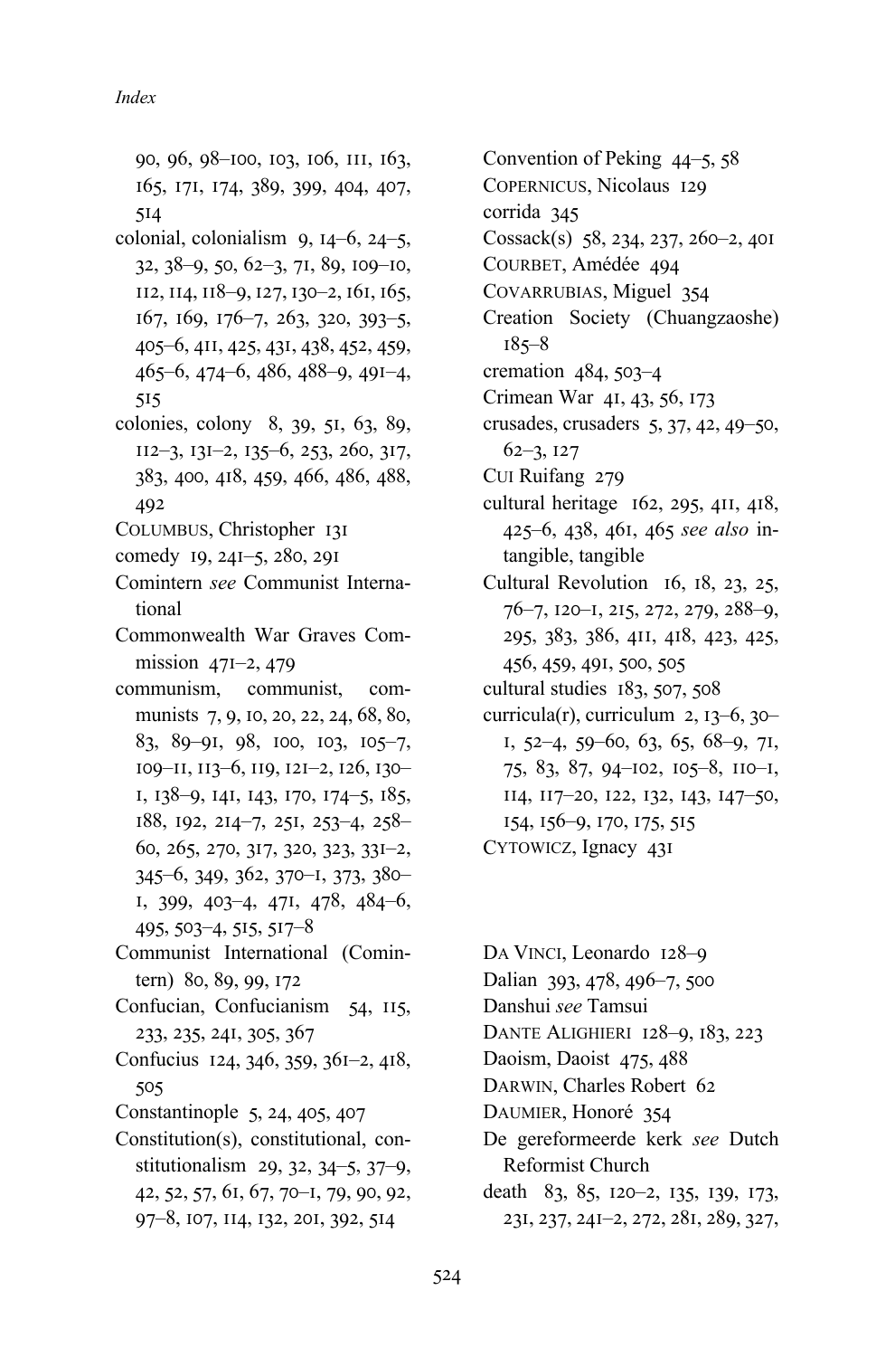90, 96, 98–100, 103, 106, 111, 163, 165, 171, 174, 389, 399, 404, 407, 514

colonial, colonialism 9, 14–6, 24–5, 32, 38–9, 50, 62–3, 71, 89, 109–10, 112, 114, 118–9, 127, 130–2, 161, 165, 167, 169, 176–7, 263, 320, 393–5, 405–6, 411, 425, 431, 438, 452, 459, 465–6, 474–6, 486, 488–9, 491–4, 515

colonies, colony 8, 39, 51, 63, 89, 112–3, 131–2, 135–6, 253, 260, 317, 383, 400, 418, 459, 466, 486, 488, 492

COLUMBUS, Christopher 131

comedy 19, 241–5, 280, 291

Comintern *see* Communist International

Commonwealth War Graves Commission 471–2, 479

communism, communist, communists 7, 9, 10, 20, 22, 24, 68, 80, 83, 89–91, 98, 100, 103, 105–7, 109–11, 113–6, 119, 121–2, 126, 130–1, 138–9, 141, 143, 170, 174–5, 185, 188, 192, 214–7, 251, 253–4, 258–60, 265, 270, 317, 320, 323, 331–2, 345–6, 349, 362, 370–1, 373, 380–1, 399, 403–4, 471, 478, 484–6, 495, 503–4, 515, 517–8

Communist International (Comintern) 80, 89, 99, 172

Confucian, Confucianism 54, 115, 233, 235, 241, 305, 367

Confucius 124, 346, 359, 361–2, 418, 505

Constantinople 5, 24, 405, 407

Constitution(s), constitutional, constitutionalism 29, 32, 34–5, 37–9, 42, 52, 57, 61, 67, 70–1, 79, 90, 92, 97–8, 107, 114, 132, 201, 392, 514

Convention of Peking 44–5, 58

COPERNICUS, Nicolaus 129

corrida 345

Cossack(s) 58, 234, 237, 260–2, 401

COURBET, Amédée 494

COVARRUBIAS, Miguel 354

Creation Society (Chuangzaoshe) 185–8

cremation 484, 503–4

Crimean War 41, 43, 56, 173

crusades, crusaders 5, 37, 42, 49–50, 62–3, 127

CUI Ruifang 279

cultural heritage 162, 295, 411, 418, 425–6, 438, 461, 465 *see also* intangible, tangible

Cultural Revolution 16, 18, 23, 25, 76–7, 120–1, 215, 272, 279, 288–9, 295, 383, 386, 411, 418, 423, 425, 456, 459, 491, 500, 505

cultural studies 183, 507, 508

curricula(r), curriculum 2, 13–6, 30–1, 52–4, 59–60, 63, 65, 68–9, 71, 75, 83, 87, 94–102, 105–8, 110–1, 114, 117–20, 122, 132, 143, 147–50, 154, 156–9, 170, 175, 515

CYTOWICZ, Ignacy 431

DA VINCI, Leonardo 128–9

Dalian 393, 478, 496–7, 500

Danshui *see* Tamsui

DANTE ALIGHIERI 128–9, 183, 223

Daoism, Daoist 475, 488

DARWIN, Charles Robert 62

DAUMIER, Honoré 354

De gereformeerde kerk *see* Dutch Reformist Church

death 83, 85, 120–2, 135, 139, 173, 231, 237, 241–2, 272, 281, 289, 327,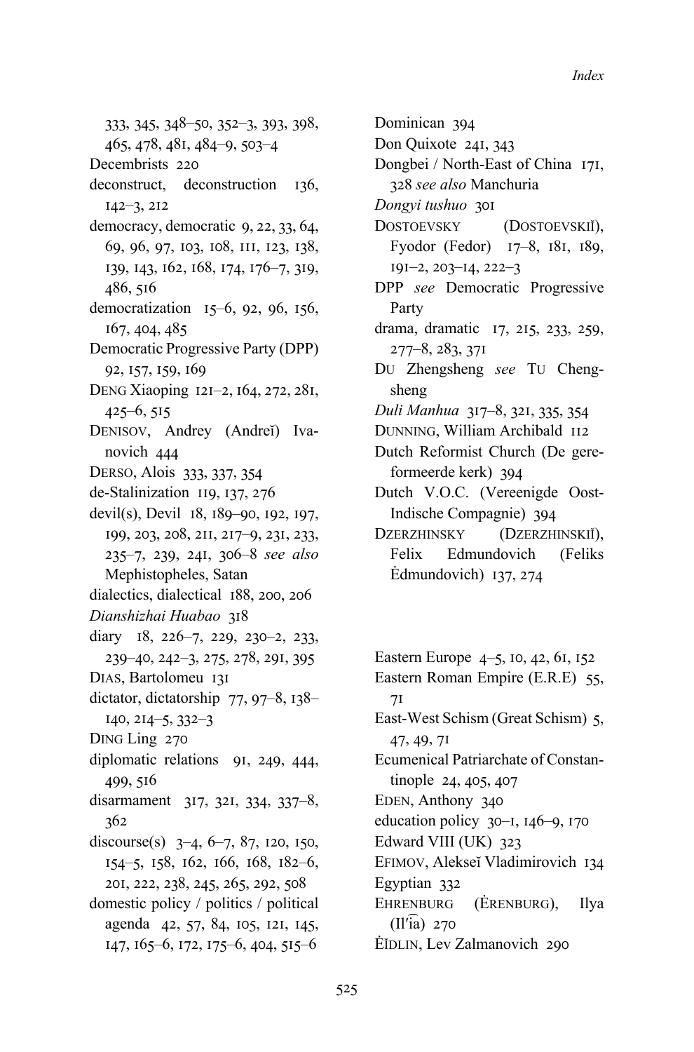333, 345, 348–50, 352–3, 393, 398, 465, 478, 481, 484–9, 503–4

Decembrists 220

deconstruct, deconstruction 136, 142–3, 212

democracy, democratic 9, 22, 33, 64, 69, 96, 97, 103, 108, 111, 123, 138, 139, 143, 162, 168, 174, 176–7, 319, 486, 516

democratization 15–6, 92, 96, 156, 167, 404, 485

Democratic Progressive Party (DPP) 92, 157, 159, 169

DENG Xiaoping 121–2, 164, 272, 281, 425–6, 515

DENISOV, Andrey (Andreĭ) Ivanovich 444

DERSO, Alois 333, 337, 354

de-Stalinization 119, 137, 276

devil(s), Devil 18, 189–90, 192, 197, 199, 203, 208, 211, 217–9, 231, 233, 235–7, 239, 241, 306–8 *see also* Mephistopheles, Satan

dialectics, dialectical 188, 200, 206

*Dianshizhai Huabao* 318

diary 18, 226–7, 229, 230–2, 233, 239–40, 242–3, 275, 278, 291, 395

DIAS, Bartolomeu 131

dictator, dictatorship 77, 97–8, 138–140, 214–5, 332–3

DING Ling 270

diplomatic relations 91, 249, 444, 499, 516

disarmament 317, 321, 334, 337–8, 362

discourse(s) 3–4, 6–7, 87, 120, 150, 154–5, 158, 162, 166, 168, 182–6, 201, 222, 238, 245, 265, 292, 508

domestic policy / politics / political agenda 42, 57, 84, 105, 121, 145, 147, 165–6, 172, 175–6, 404, 515–6

Dominican 394

Don Quixote 241, 343

Dongbei / North-East of China 171, 328 *see also* Manchuria

*Dongyi tushuo* 301

DOSTOEVSKY (DOSTOEVSKIĬ), Fyodor (Fedor) 17–8, 181, 189, 191–2, 203–14, 222–3

DPP *see* Democratic Progressive Party

drama, dramatic 17, 215, 233, 259, 277–8, 283, 371

DU Zhengsheng *see* TU Chengsheng

*Duli Manhua* 317–8, 321, 335, 354

DUNNING, William Archibald 112

Dutch Reformist Church (De gereformeerde kerk) 394

Dutch V.O.C. (Vereenigde Oost-Indische Compagnie) 394

DZERZHINSKY (DZERZHINSKIĬ), Felix Edmundovich (Feliks Ėdmundovich) 137, 274

Eastern Europe 4–5, 10, 42, 61, 152

Eastern Roman Empire (E.R.E) 55, 71

East-West Schism (Great Schism) 5, 47, 49, 71

Ecumenical Patriarchate of Constantinople 24, 405, 407

EDEN, Anthony 340

education policy 30–1, 146–9, 170

Edward VIII (UK) 323

EFIMOV, Alekseĭ Vladimirovich 134

Egyptian 332

EHRENBURG (ĖRENBURG), Ilya (Il′i͡a) 270

ĖĬDLIN, Lev Zalmanovich 290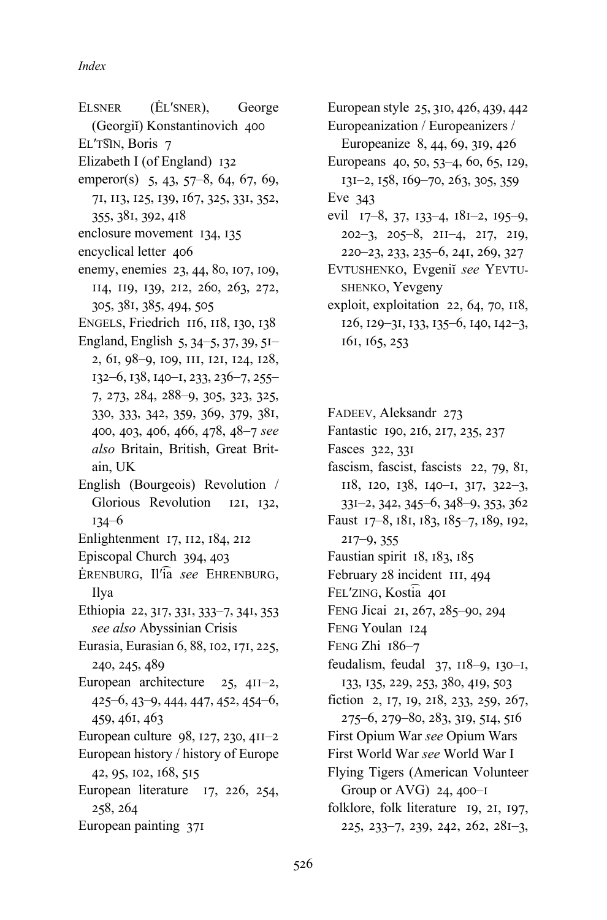ELSNER (ĖL′SNER), George (Georgiĭ) Konstantinovich 400
EL′TS͡IN, Boris 7
Elizabeth I (of England) 132
emperor(s) 5, 43, 57–8, 64, 67, 69, 71, 113, 125, 139, 167, 325, 331, 352, 355, 381, 392, 418
enclosure movement 134, 135
encyclical letter 406
enemy, enemies 23, 44, 80, 107, 109, 114, 119, 139, 212, 260, 263, 272, 305, 381, 385, 494, 505
ENGELS, Friedrich 116, 118, 130, 138
England, English 5, 34–5, 37, 39, 51–2, 61, 98–9, 109, 111, 121, 124, 128, 132–6, 138, 140–1, 233, 236–7, 255–7, 273, 284, 288–9, 305, 323, 325, 330, 333, 342, 359, 369, 379, 381, 400, 403, 406, 466, 478, 48–7 *see also* Britain, British, Great Britain, UK
English (Bourgeois) Revolution / Glorious Revolution 121, 132, 134–6
Enlightenment 17, 112, 184, 212
Episcopal Church 394, 403
ĖRENBURG, Il′i͡a *see* EHRENBURG, Ilya
Ethiopia 22, 317, 331, 333–7, 341, 353 *see also* Abyssinian Crisis
Eurasia, Eurasian 6, 88, 102, 171, 225, 240, 245, 489
European architecture 25, 411–2, 425–6, 43–9, 444, 447, 452, 454–6, 459, 461, 463
European culture 98, 127, 230, 411–2
European history / history of Europe 42, 95, 102, 168, 515
European literature 17, 226, 254, 258, 264
European painting 371
European style 25, 310, 426, 439, 442
Europeanization / Europeanizers / Europeanize 8, 44, 69, 319, 426
Europeans 40, 50, 53–4, 60, 65, 129, 131–2, 158, 169–70, 263, 305, 359
Eve 343
evil 17–8, 37, 133–4, 181–2, 195–9, 202–3, 205–8, 211–4, 217, 219, 220–23, 233, 235–6, 241, 269, 327
EVTUSHENKO, Evgeniĭ *see* YEVTUSHENKO, Yevgeny
exploit, exploitation 22, 64, 70, 118, 126, 129–31, 133, 135–6, 140, 142–3, 161, 165, 253

FADEEV, Aleksandr 273
Fantastic 190, 216, 217, 235, 237
Fasces 322, 331
fascism, fascist, fascists 22, 79, 81, 118, 120, 138, 140–1, 317, 322–3, 331–2, 342, 345–6, 348–9, 353, 362
Faust 17–8, 181, 183, 185–7, 189, 192, 217–9, 355
Faustian spirit 18, 183, 185
February 28 incident 111, 494
FEL′ZING, Kosti͡a 401
FENG Jicai 21, 267, 285–90, 294
FENG Youlan 124
FENG Zhi 186–7
feudalism, feudal 37, 118–9, 130–1, 133, 135, 229, 253, 380, 419, 503
fiction 2, 17, 19, 218, 233, 259, 267, 275–6, 279–80, 283, 319, 514, 516
First Opium War *see* Opium Wars
First World War *see* World War I
Flying Tigers (American Volunteer Group or AVG) 24, 400–1
folklore, folk literature 19, 21, 197, 225, 233–7, 239, 242, 262, 281–3,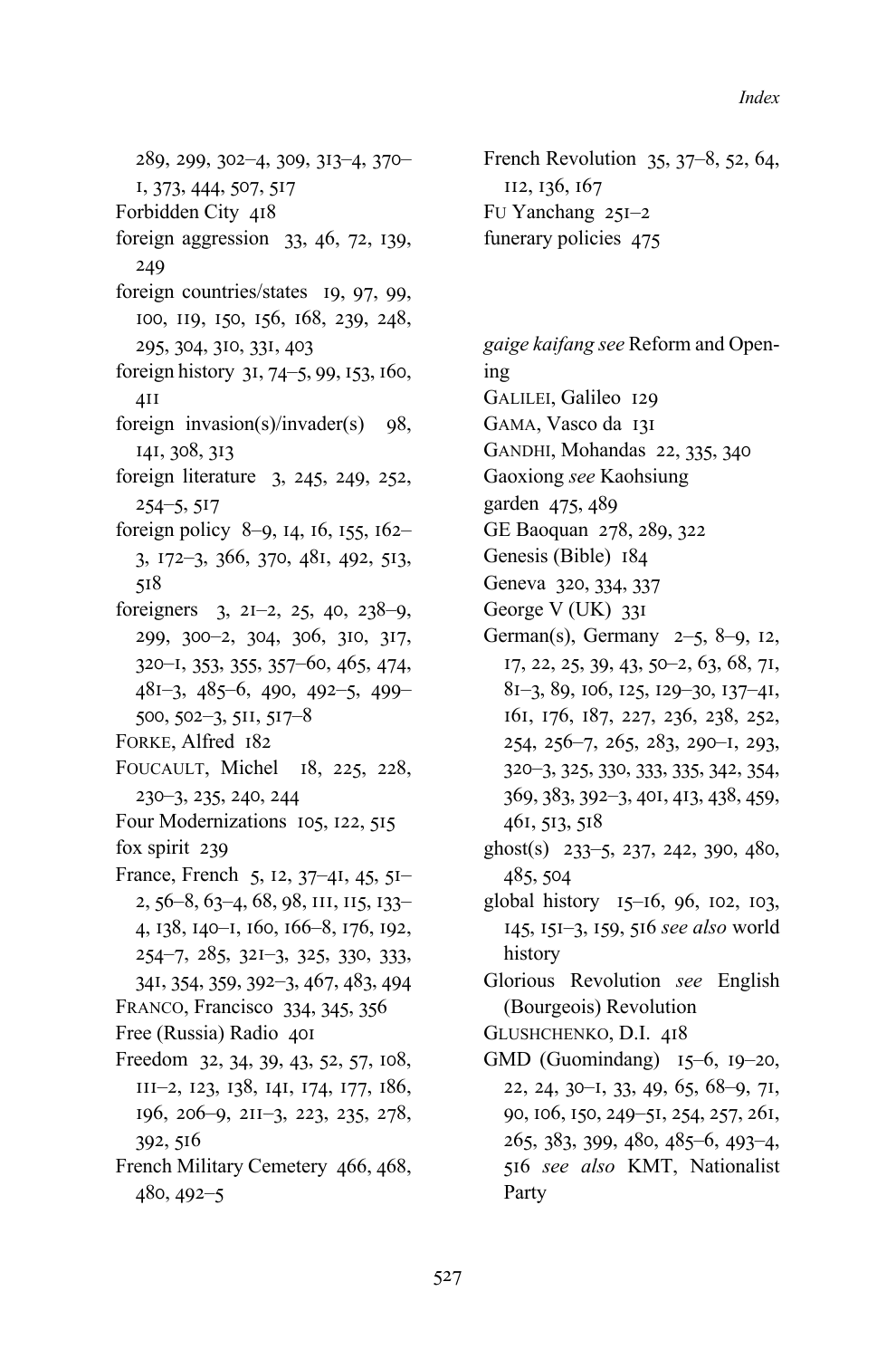289, 299, 302–4, 309, 313–4, 370–1, 373, 444, 507, 517

Forbidden City 418

foreign aggression 33, 46, 72, 139, 249

foreign countries/states 19, 97, 99, 100, 119, 150, 156, 168, 239, 248, 295, 304, 310, 331, 403

foreign history 31, 74–5, 99, 153, 160, 411

foreign invasion(s)/invader(s) 98, 141, 308, 313

foreign literature 3, 245, 249, 252, 254–5, 517

foreign policy 8–9, 14, 16, 155, 162–3, 172–3, 366, 370, 481, 492, 513, 518

foreigners 3, 21–2, 25, 40, 238–9, 299, 300–2, 304, 306, 310, 317, 320–1, 353, 355, 357–60, 465, 474, 481–3, 485–6, 490, 492–5, 499–500, 502–3, 511, 517–8

FORKE, Alfred 182

FOUCAULT, Michel 18, 225, 228, 230–3, 235, 240, 244

Four Modernizations 105, 122, 515

fox spirit 239

France, French 5, 12, 37–41, 45, 51–2, 56–8, 63–4, 68, 98, 111, 115, 133–4, 138, 140–1, 160, 166–8, 176, 192, 254–7, 285, 321–3, 325, 330, 333, 341, 354, 359, 392–3, 467, 483, 494

FRANCO, Francisco 334, 345, 356

Free (Russia) Radio 401

Freedom 32, 34, 39, 43, 52, 57, 108, 111–2, 123, 138, 141, 174, 177, 186, 196, 206–9, 211–3, 223, 235, 278, 392, 516

French Military Cemetery 466, 468, 480, 492–5

French Revolution 35, 37–8, 52, 64, 112, 136, 167

FU Yanchang 251–2

funerary policies 475

*gaige kaifang see* Reform and Opening

GALILEI, Galileo 129

GAMA, Vasco da 131

GANDHI, Mohandas 22, 335, 340

Gaoxiong *see* Kaohsiung

garden 475, 489

GE Baoquan 278, 289, 322

Genesis (Bible) 184

Geneva 320, 334, 337

George V (UK) 331

German(s), Germany 2–5, 8–9, 12, 17, 22, 25, 39, 43, 50–2, 63, 68, 71, 81–3, 89, 106, 125, 129–30, 137–41, 161, 176, 187, 227, 236, 238, 252, 254, 256–7, 265, 283, 290–1, 293, 320–3, 325, 330, 333, 335, 342, 354, 369, 383, 392–3, 401, 413, 438, 459, 461, 513, 518

ghost(s) 233–5, 237, 242, 390, 480, 485, 504

global history 15–16, 96, 102, 103, 145, 151–3, 159, 516 *see also* world history

Glorious Revolution *see* English (Bourgeois) Revolution

GLUSHCHENKO, D.I. 418

GMD (Guomindang) 15–6, 19–20, 22, 24, 30–1, 33, 49, 65, 68–9, 71, 90, 106, 150, 249–51, 254, 257, 261, 265, 383, 399, 480, 485–6, 493–4, 516 *see also* KMT, Nationalist Party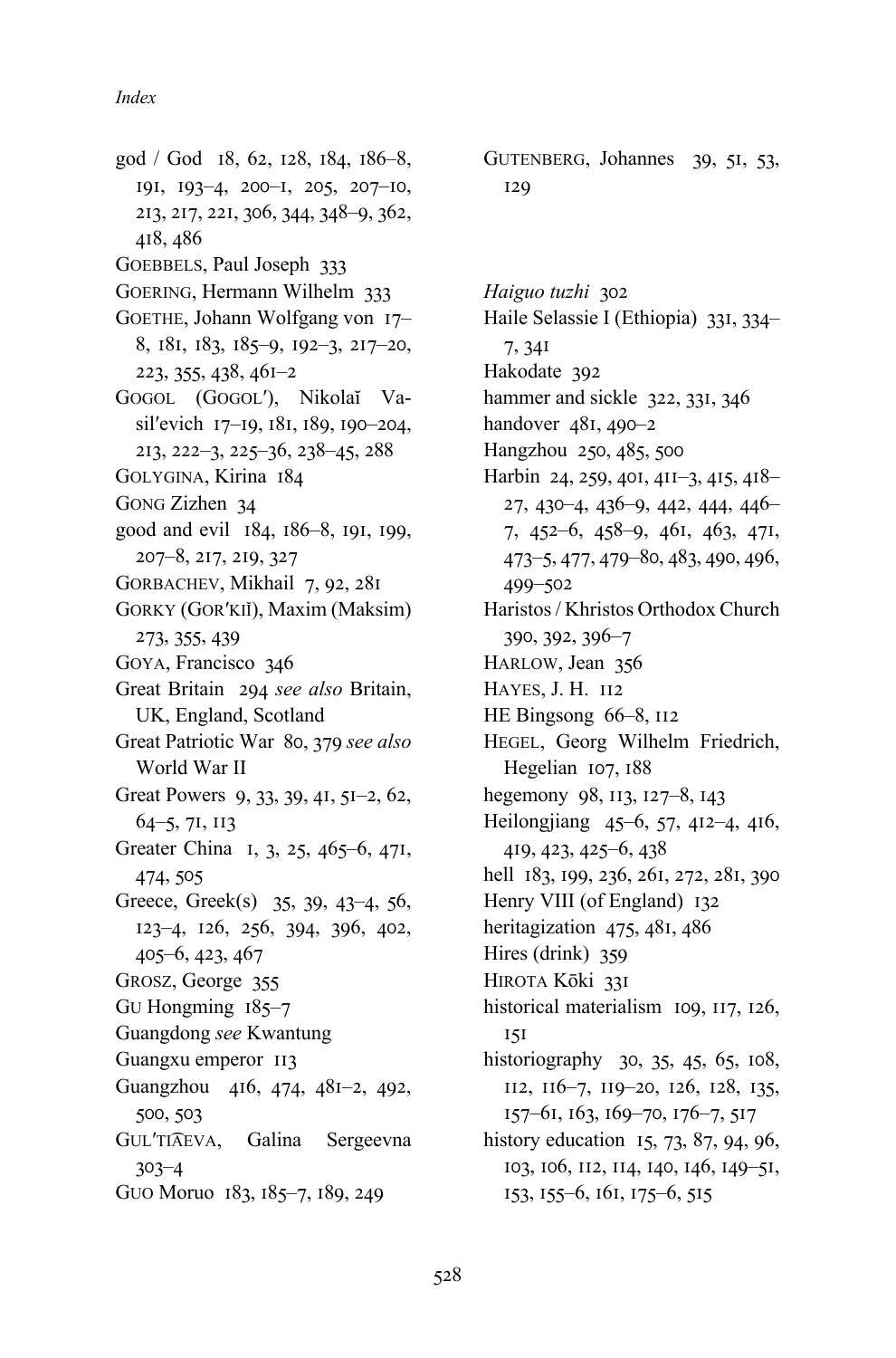god / God 18, 62, 128, 184, 186–8, 191, 193–4, 200–1, 205, 207–10, 213, 217, 221, 306, 344, 348–9, 362, 418, 486

GOEBBELS, Paul Joseph 333

GOERING, Hermann Wilhelm 333

GOETHE, Johann Wolfgang von 17–8, 181, 183, 185–9, 192–3, 217–20, 223, 355, 438, 461–2

GOGOL (GOGOL′), Nikolaĭ Vasil′evich 17–19, 181, 189, 190–204, 213, 222–3, 225–36, 238–45, 288

GOLYGINA, Kirina 184

GONG Zizhen 34

good and evil 184, 186–8, 191, 199, 207–8, 217, 219, 327

GORBACHEV, Mikhail 7, 92, 281

GORKY (GOR′KIĬ), Maxim (Maksim) 273, 355, 439

GOYA, Francisco 346

Great Britain 294 *see also* Britain, UK, England, Scotland

Great Patriotic War 80, 379 *see also* World War II

Great Powers 9, 33, 39, 41, 51–2, 62, 64–5, 71, 113

Greater China 1, 3, 25, 465–6, 471, 474, 505

Greece, Greek(s) 35, 39, 43–4, 56, 123–4, 126, 256, 394, 396, 402, 405–6, 423, 467

GROSZ, George 355

GU Hongming 185–7

Guangdong *see* Kwantung

Guangxu emperor 113

Guangzhou 416, 474, 481–2, 492, 500, 503

GUL′TI͡AEVA, Galina Sergeevna 303–4

GUO Moruo 183, 185–7, 189, 249

GUTENBERG, Johannes 39, 51, 53, 129

*Haiguo tuzhi* 302

Haile Selassie I (Ethiopia) 331, 334–7, 341

Hakodate 392

hammer and sickle 322, 331, 346

handover 481, 490–2

Hangzhou 250, 485, 500

Harbin 24, 259, 401, 411–3, 415, 418–27, 430–4, 436–9, 442, 444, 446–7, 452–6, 458–9, 461, 463, 471, 473–5, 477, 479–80, 483, 490, 496, 499–502

Haristos / Khristos Orthodox Church 390, 392, 396–7

HARLOW, Jean 356

HAYES, J. H. 112

HE Bingsong 66–8, 112

HEGEL, Georg Wilhelm Friedrich, Hegelian 107, 188

hegemony 98, 113, 127–8, 143

Heilongjiang 45–6, 57, 412–4, 416, 419, 423, 425–6, 438

hell 183, 199, 236, 261, 272, 281, 390

Henry VIII (of England) 132

heritagization 475, 481, 486

Hires (drink) 359

HIROTA Kōki 331

historical materialism 109, 117, 126, 151

historiography 30, 35, 45, 65, 108, 112, 116–7, 119–20, 126, 128, 135, 157–61, 163, 169–70, 176–7, 517

history education 15, 73, 87, 94, 96, 103, 106, 112, 114, 140, 146, 149–51, 153, 155–6, 161, 175–6, 515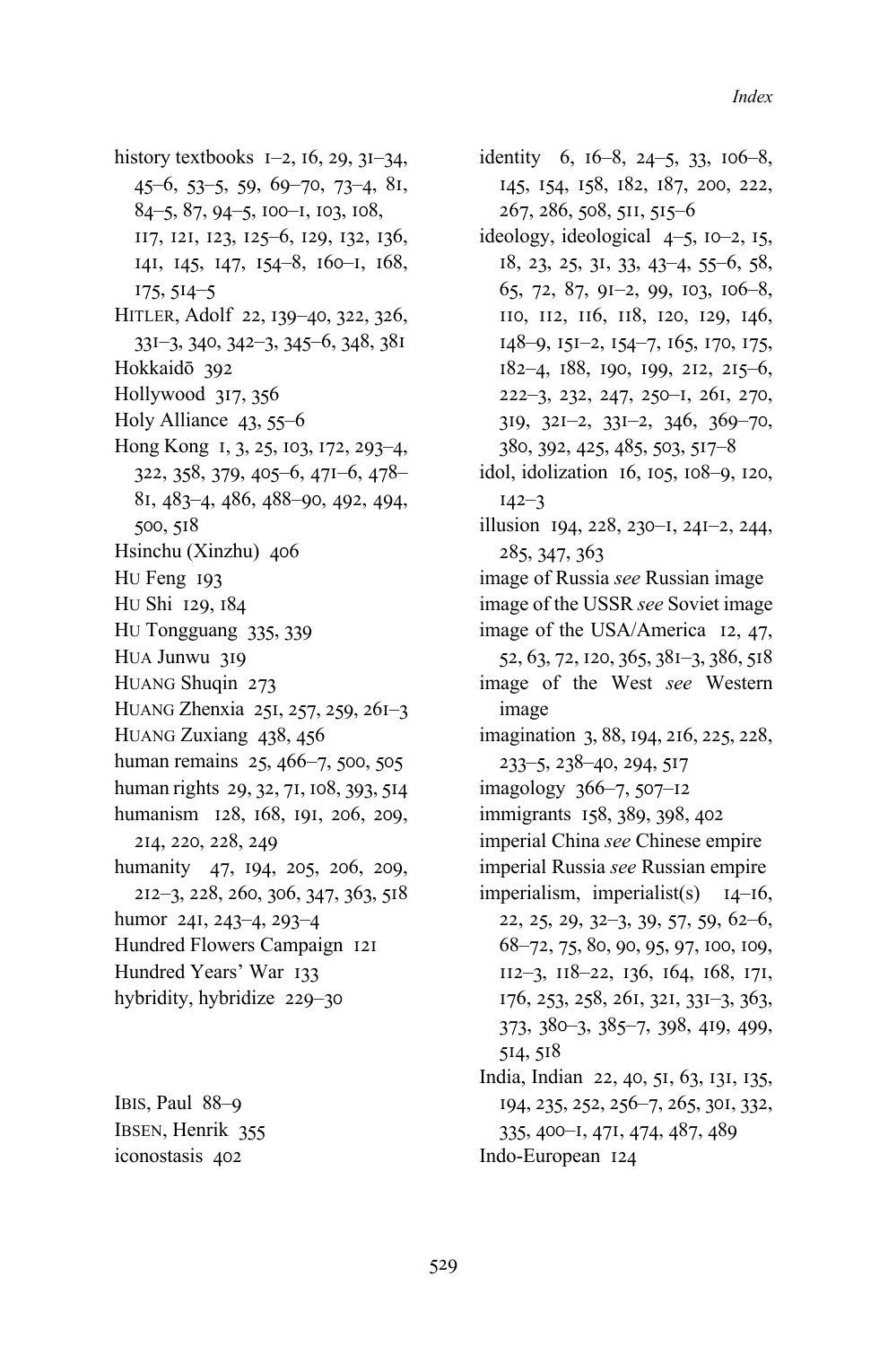history textbooks 1–2, 16, 29, 31–34, 45–6, 53–5, 59, 69–70, 73–4, 81, 84–5, 87, 94–5, 100–1, 103, 108, 117, 121, 123, 125–6, 129, 132, 136, 141, 145, 147, 154–8, 160–1, 168, 175, 514–5

HITLER, Adolf 22, 139–40, 322, 326, 331–3, 340, 342–3, 345–6, 348, 381

Hokkaidō 392

Hollywood 317, 356

Holy Alliance 43, 55–6

Hong Kong 1, 3, 25, 103, 172, 293–4, 322, 358, 379, 405–6, 471–6, 478–81, 483–4, 486, 488–90, 492, 494, 500, 518

Hsinchu (Xinzhu) 406

HU Feng 193

HU Shi 129, 184

HU Tongguang 335, 339

HUA Junwu 319

HUANG Shuqin 273

HUANG Zhenxia 251, 257, 259, 261–3

HUANG Zuxiang 438, 456

human remains 25, 466–7, 500, 505

human rights 29, 32, 71, 108, 393, 514

humanism 128, 168, 191, 206, 209, 214, 220, 228, 249

humanity 47, 194, 205, 206, 209, 212–3, 228, 260, 306, 347, 363, 518

humor 241, 243–4, 293–4

Hundred Flowers Campaign 121

Hundred Years' War 133

hybridity, hybridize 229–30

IBIS, Paul 88–9

IBSEN, Henrik 355

iconostasis 402

identity 6, 16–8, 24–5, 33, 106–8, 145, 154, 158, 182, 187, 200, 222, 267, 286, 508, 511, 515–6

ideology, ideological 4–5, 10–2, 15, 18, 23, 25, 31, 33, 43–4, 55–6, 58, 65, 72, 87, 91–2, 99, 103, 106–8, 110, 112, 116, 118, 120, 129, 146, 148–9, 151–2, 154–7, 165, 170, 175, 182–4, 188, 190, 199, 212, 215–6, 222–3, 232, 247, 250–1, 261, 270, 319, 321–2, 331–2, 346, 369–70, 380, 392, 425, 485, 503, 517–8

idol, idolization 16, 105, 108–9, 120, 142–3

illusion 194, 228, 230–1, 241–2, 244, 285, 347, 363

image of Russia *see* Russian image

image of the USSR *see* Soviet image

image of the USA/America 12, 47, 52, 63, 72, 120, 365, 381–3, 386, 518

image of the West *see* Western image

imagination 3, 88, 194, 216, 225, 228, 233–5, 238–40, 294, 517

imagology 366–7, 507–12

immigrants 158, 389, 398, 402

imperial China *see* Chinese empire

imperial Russia *see* Russian empire

imperialism, imperialist(s) 14–16, 22, 25, 29, 32–3, 39, 57, 59, 62–6, 68–72, 75, 80, 90, 95, 97, 100, 109, 112–3, 118–22, 136, 164, 168, 171, 176, 253, 258, 261, 321, 331–3, 363, 373, 380–3, 385–7, 398, 419, 499, 514, 518

India, Indian 22, 40, 51, 63, 131, 135, 194, 235, 252, 256–7, 265, 301, 332, 335, 400–1, 471, 474, 487, 489

Indo-European 124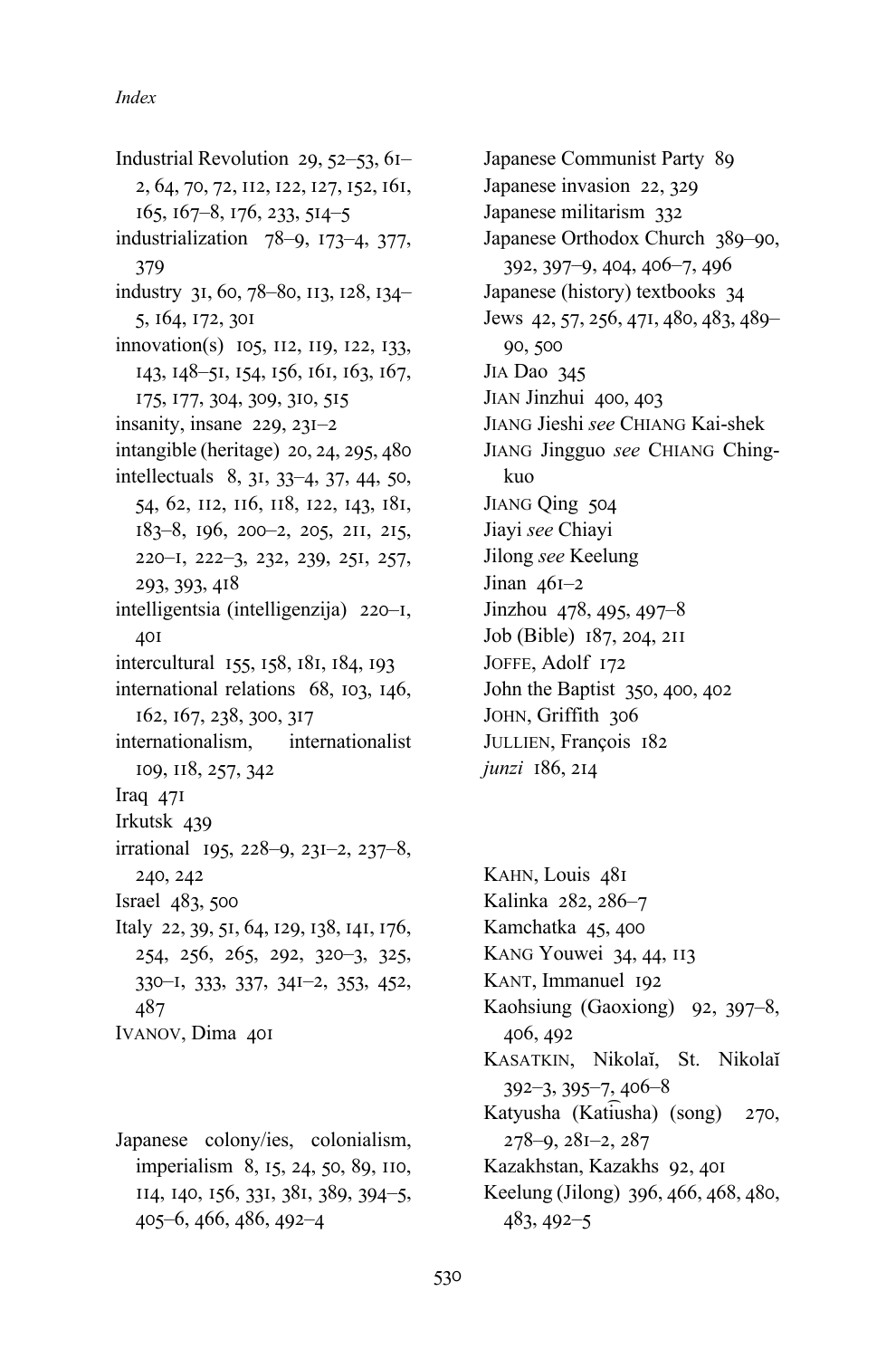Industrial Revolution 29, 52–53, 61–2, 64, 70, 72, 112, 122, 127, 152, 161, 165, 167–8, 176, 233, 514–5
industrialization 78–9, 173–4, 377, 379
industry 31, 60, 78–80, 113, 128, 134–5, 164, 172, 301
innovation(s) 105, 112, 119, 122, 133, 143, 148–51, 154, 156, 161, 163, 167, 175, 177, 304, 309, 310, 515
insanity, insane 229, 231–2
intangible (heritage) 20, 24, 295, 480
intellectuals 8, 31, 33–4, 37, 44, 50, 54, 62, 112, 116, 118, 122, 143, 181, 183–8, 196, 200–2, 205, 211, 215, 220–1, 222–3, 232, 239, 251, 257, 293, 393, 418
intelligentsia (intelligenzija) 220–1, 401
intercultural 155, 158, 181, 184, 193
international relations 68, 103, 146, 162, 167, 238, 300, 317
internationalism, internationalist 109, 118, 257, 342
Iraq 471
Irkutsk 439
irrational 195, 228–9, 231–2, 237–8, 240, 242
Israel 483, 500
Italy 22, 39, 51, 64, 129, 138, 141, 176, 254, 256, 265, 292, 320–3, 325, 330–1, 333, 337, 341–2, 353, 452, 487
IVANOV, Dima 401

Japanese colony/ies, colonialism, imperialism 8, 15, 24, 50, 89, 110, 114, 140, 156, 331, 381, 389, 394–5, 405–6, 466, 486, 492–4
Japanese Communist Party 89
Japanese invasion 22, 329
Japanese militarism 332
Japanese Orthodox Church 389–90, 392, 397–9, 404, 406–7, 496
Japanese (history) textbooks 34
Jews 42, 57, 256, 471, 480, 483, 489–90, 500
JIA Dao 345
JIAN Jinzhui 400, 403
JIANG Jieshi *see* CHIANG Kai-shek
JIANG Jingguo *see* CHIANG Ching-kuo
JIANG Qing 504
Jiayi *see* Chiayi
Jilong *see* Keelung
Jinan 461–2
Jinzhou 478, 495, 497–8
Job (Bible) 187, 204, 211
JOFFE, Adolf 172
John the Baptist 350, 400, 402
JOHN, Griffith 306
JULLIEN, François 182
*junzi* 186, 214

KAHN, Louis 481
Kalinka 282, 286–7
Kamchatka 45, 400
KANG Youwei 34, 44, 113
KANT, Immanuel 192
Kaohsiung (Gaoxiong) 92, 397–8, 406, 492
KASATKIN, Nikolaĭ, St. Nikolaĭ 392–3, 395–7, 406–8
Katyusha (Kati͡usha) (song) 270, 278–9, 281–2, 287
Kazakhstan, Kazakhs 92, 401
Keelung (Jilong) 396, 466, 468, 480, 483, 492–5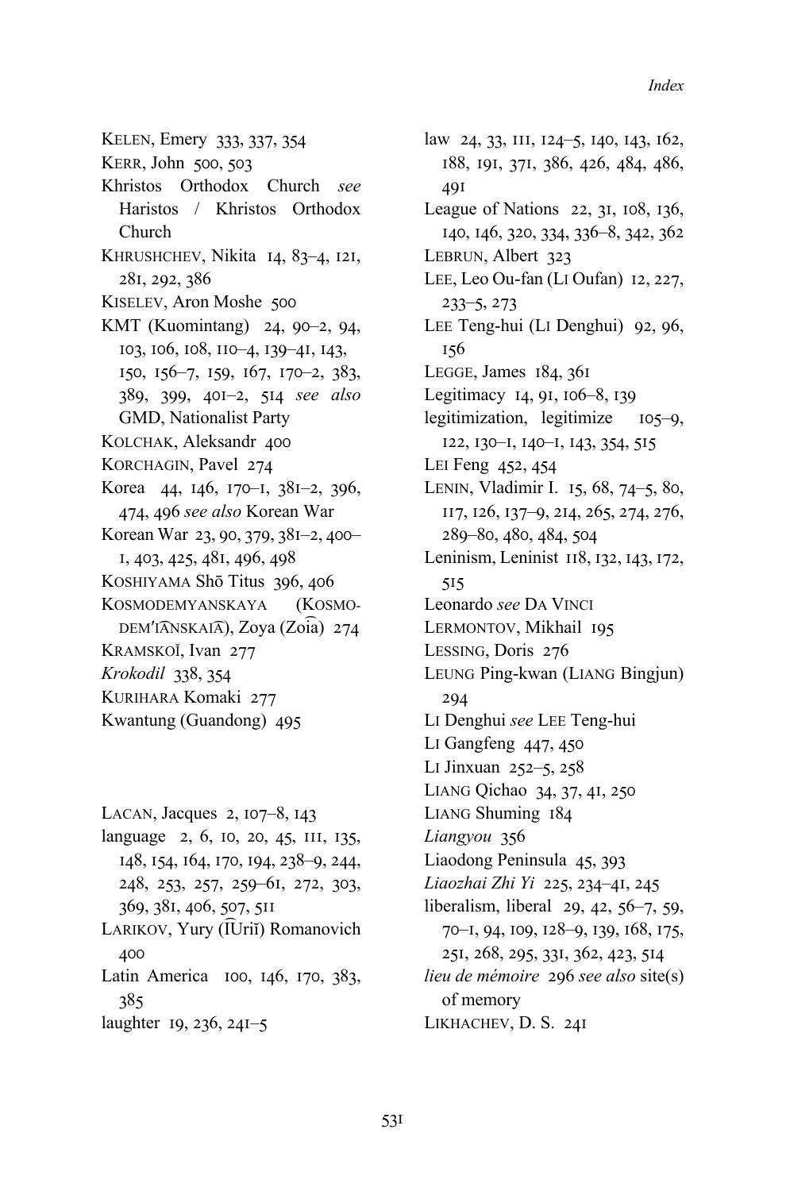KELEN, Emery 333, 337, 354

KERR, John 500, 503

Khristos Orthodox Church *see* Haristos / Khristos Orthodox Church

KHRUSHCHEV, Nikita 14, 83–4, 121, 281, 292, 386

KISELEV, Aron Moshe 500

KMT (Kuomintang) 24, 90–2, 94, 103, 106, 108, 110–4, 139–41, 143, 150, 156–7, 159, 167, 170–2, 383, 389, 399, 401–2, 514 *see also* GMD, Nationalist Party

KOLCHAK, Aleksandr 400

KORCHAGIN, Pavel 274

Korea 44, 146, 170–1, 381–2, 396, 474, 496 *see also* Korean War

Korean War 23, 90, 379, 381–2, 400–1, 403, 425, 481, 496, 498

KOSHIYAMA Shō Titus 396, 406

KOSMODEMYANSKAYA (KOSMODEM'I͡ANSKAI͡A), Zoya (Zoi͡a) 274

KRAMSKOĬ, Ivan 277

*Krokodil* 338, 354

KURIHARA Komaki 277

Kwantung (Guandong) 495

LACAN, Jacques 2, 107–8, 143

language 2, 6, 10, 20, 45, 111, 135, 148, 154, 164, 170, 194, 238–9, 244, 248, 253, 257, 259–61, 272, 303, 369, 381, 406, 507, 511

LARIKOV, Yury (I͡Uriĭ) Romanovich 400

Latin America 100, 146, 170, 383, 385

laughter 19, 236, 241–5

law 24, 33, 111, 124–5, 140, 143, 162, 188, 191, 371, 386, 426, 484, 486, 491

League of Nations 22, 31, 108, 136, 140, 146, 320, 334, 336–8, 342, 362

LEBRUN, Albert 323

LEE, Leo Ou-fan (LI Oufan) 12, 227, 233–5, 273

LEE Teng-hui (LI Denghui) 92, 96, 156

LEGGE, James 184, 361

Legitimacy 14, 91, 106–8, 139

legitimization, legitimize 105–9, 122, 130–1, 140–1, 143, 354, 515

LEI Feng 452, 454

LENIN, Vladimir I. 15, 68, 74–5, 80, 117, 126, 137–9, 214, 265, 274, 276, 289–80, 480, 484, 504

Leninism, Leninist 118, 132, 143, 172, 515

Leonardo *see* DA VINCI

LERMONTOV, Mikhail 195

LESSING, Doris 276

LEUNG Ping-kwan (LIANG Bingjun) 294

LI Denghui *see* LEE Teng-hui

LI Gangfeng 447, 450

LI Jinxuan 252–5, 258

LIANG Qichao 34, 37, 41, 250

LIANG Shuming 184

*Liangyou* 356

Liaodong Peninsula 45, 393

*Liaozhai Zhi Yi* 225, 234–41, 245

liberalism, liberal 29, 42, 56–7, 59, 70–1, 94, 109, 128–9, 139, 168, 175, 251, 268, 295, 331, 362, 423, 514

*lieu de mémoire* 296 *see also* site(s) of memory

LIKHACHEV, D. S. 241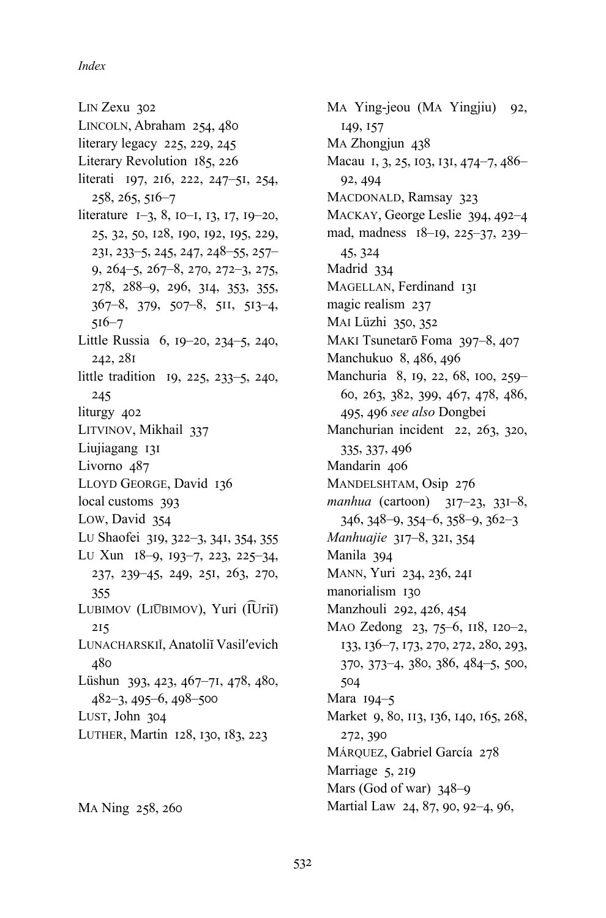LIN Zexu 302
LINCOLN, Abraham 254, 480
literary legacy 225, 229, 245
Literary Revolution 185, 226
literati 197, 216, 222, 247–51, 254, 258, 265, 516–7
literature 1–3, 8, 10–1, 13, 17, 19–20, 25, 32, 50, 128, 190, 192, 195, 229, 231, 233–5, 245, 247, 248–55, 257–9, 264–5, 267–8, 270, 272–3, 275, 278, 288–9, 296, 314, 353, 355, 367–8, 379, 507–8, 511, 513–4, 516–7
Little Russia 6, 19–20, 234–5, 240, 242, 281
little tradition 19, 225, 233–5, 240, 245
liturgy 402
LITVINOV, Mikhail 337
Liujiagang 131
Livorno 487
LLOYD GEORGE, David 136
local customs 393
LOW, David 354
LU Shaofei 319, 322–3, 341, 354, 355
LU Xun 18–9, 193–7, 223, 225–34, 237, 239–45, 249, 251, 263, 270, 355
LUBIMOV (LI͡UBIMOV), Yuri (͡IUriĭ) 215
LUNACHARSKIĬ, Anatoliĭ Vasil′evich 480
Lüshun 393, 423, 467–71, 478, 480, 482–3, 495–6, 498–500
LUST, John 304
LUTHER, Martin 128, 130, 183, 223

MA Ning 258, 260
MA Ying-jeou (MA Yingjiu) 92, 149, 157
MA Zhongjun 438
Macau 1, 3, 25, 103, 131, 474–7, 486–92, 494
MACDONALD, Ramsay 323
MACKAY, George Leslie 394, 492–4
mad, madness 18–19, 225–37, 239–45, 324
Madrid 334
MAGELLAN, Ferdinand 131
magic realism 237
MAI Lüzhi 350, 352
MAKI Tsunetarō Foma 397–8, 407
Manchukuo 8, 486, 496
Manchuria 8, 19, 22, 68, 100, 259–60, 263, 382, 399, 467, 478, 486, 495, 496 *see also* Dongbei
Manchurian incident 22, 263, 320, 335, 337, 496
Mandarin 406
MANDELSHTAM, Osip 276
*manhua* (cartoon) 317–23, 331–8, 346, 348–9, 354–6, 358–9, 362–3
*Manhuajie* 317–8, 321, 354
Manila 394
MANN, Yuri 234, 236, 241
manorialism 130
Manzhouli 292, 426, 454
MAO Zedong 23, 75–6, 118, 120–2, 133, 136–7, 173, 270, 272, 280, 293, 370, 373–4, 380, 386, 484–5, 500, 504
Mara 194–5
Market 9, 80, 113, 136, 140, 165, 268, 272, 390
MÁRQUEZ, Gabriel García 278
Marriage 5, 219
Mars (God of war) 348–9
Martial Law 24, 87, 90, 92–4, 96,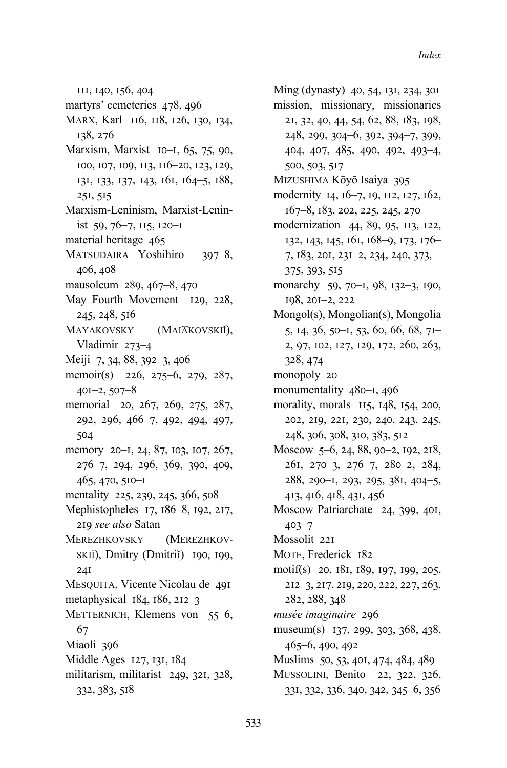111, 140, 156, 404

martyrs' cemeteries 478, 496

MARX, Karl 116, 118, 126, 130, 134, 138, 276

Marxism, Marxist 10–1, 65, 75, 90, 100, 107, 109, 113, 116–20, 123, 129, 131, 133, 137, 143, 161, 164–5, 188, 251, 515

Marxism-Leninism, Marxist-Leninist 59, 76–7, 115, 120–1

material heritage 465

MATSUDAIRA Yoshihiro 397–8, 406, 408

mausoleum 289, 467–8, 470

May Fourth Movement 129, 228, 245, 248, 516

MAYAKOVSKY (MAIA͡KOVSKIĬ), Vladimir 273–4

Meiji 7, 34, 88, 392–3, 406

memoir(s) 226, 275–6, 279, 287, 401–2, 507–8

memorial 20, 267, 269, 275, 287, 292, 296, 466–7, 492, 494, 497, 504

memory 20–1, 24, 87, 103, 107, 267, 276–7, 294, 296, 369, 390, 409, 465, 470, 510–1

mentality 225, 239, 245, 366, 508

Mephistopheles 17, 186–8, 192, 217, 219 *see also* Satan

MEREZHKOVSKY (MEREZHKOVSKIĬ), Dmitry (Dmitriĭ) 190, 199, 241

MESQUITA, Vicente Nicolau de 491

metaphysical 184, 186, 212–3

METTERNICH, Klemens von 55–6, 67

Miaoli 396

Middle Ages 127, 131, 184

militarism, militarist 249, 321, 328, 332, 383, 518

Ming (dynasty) 40, 54, 131, 234, 301

mission, missionary, missionaries 21, 32, 40, 44, 54, 62, 88, 183, 198, 248, 299, 304–6, 392, 394–7, 399, 404, 407, 485, 490, 492, 493–4, 500, 503, 517

MIZUSHIMA Kōyō Isaiya 395

modernity 14, 16–7, 19, 112, 127, 162, 167–8, 183, 202, 225, 245, 270

modernization 44, 89, 95, 113, 122, 132, 143, 145, 161, 168–9, 173, 176–7, 183, 201, 231–2, 234, 240, 373, 375, 393, 515

monarchy 59, 70–1, 98, 132–3, 190, 198, 201–2, 222

Mongol(s), Mongolian(s), Mongolia 5, 14, 36, 50–1, 53, 60, 66, 68, 71–2, 97, 102, 127, 129, 172, 260, 263, 328, 474

monopoly 20

monumentality 480–1, 496

morality, morals 115, 148, 154, 200, 202, 219, 221, 230, 240, 243, 245, 248, 306, 308, 310, 383, 512

Moscow 5–6, 24, 88, 90–2, 192, 218, 261, 270–3, 276–7, 280–2, 284, 288, 290–1, 293, 295, 381, 404–5, 413, 416, 418, 431, 456

Moscow Patriarchate 24, 399, 401, 403–7

Mossolit 221

MOTE, Frederick 182

motif(s) 20, 181, 189, 197, 199, 205, 212–3, 217, 219, 220, 222, 227, 263, 282, 288, 348

*musée imaginaire* 296

museum(s) 137, 299, 303, 368, 438, 465–6, 490, 492

Muslims 50, 53, 401, 474, 484, 489

MUSSOLINI, Benito 22, 322, 326, 331, 332, 336, 340, 342, 345–6, 356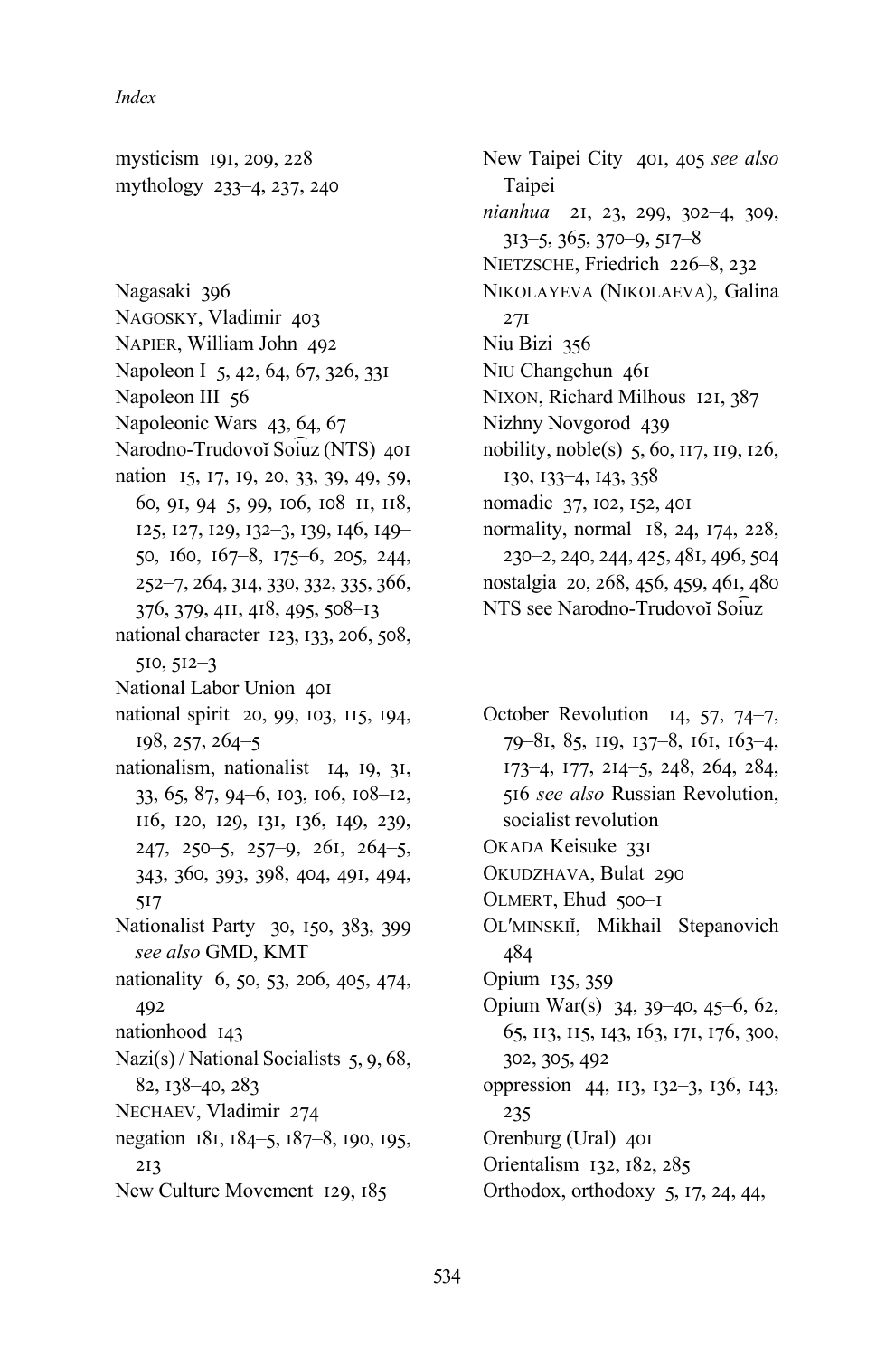mysticism 191, 209, 228
mythology 233–4, 237, 240

Nagasaki 396
NAGOSKY, Vladimir 403
NAPIER, William John 492
Napoleon I 5, 42, 64, 67, 326, 331
Napoleon III 56
Napoleonic Wars 43, 64, 67
Narodno-Trudovoĭ Soi͡uz (NTS) 401
nation 15, 17, 19, 20, 33, 39, 49, 59, 60, 91, 94–5, 99, 106, 108–11, 118, 125, 127, 129, 132–3, 139, 146, 149–50, 160, 167–8, 175–6, 205, 244, 252–7, 264, 314, 330, 332, 335, 366, 376, 379, 411, 418, 495, 508–13
national character 123, 133, 206, 508, 510, 512–3
National Labor Union 401
national spirit 20, 99, 103, 115, 194, 198, 257, 264–5
nationalism, nationalist 14, 19, 31, 33, 65, 87, 94–6, 103, 106, 108–12, 116, 120, 129, 131, 136, 149, 239, 247, 250–5, 257–9, 261, 264–5, 343, 360, 393, 398, 404, 491, 494, 517
Nationalist Party 30, 150, 383, 399 *see also* GMD, KMT
nationality 6, 50, 53, 206, 405, 474, 492
nationhood 143
Nazi(s) / National Socialists 5, 9, 68, 82, 138–40, 283
NECHAEV, Vladimir 274
negation 181, 184–5, 187–8, 190, 195, 213
New Culture Movement 129, 185
New Taipei City 401, 405 *see also* Taipei
*nianhua* 21, 23, 299, 302–4, 309, 313–5, 365, 370–9, 517–8
NIETZSCHE, Friedrich 226–8, 232
NIKOLAYEVA (NIKOLAEVA), Galina 271
Niu Bizi 356
NIU Changchun 461
NIXON, Richard Milhous 121, 387
Nizhny Novgorod 439
nobility, noble(s) 5, 60, 117, 119, 126, 130, 133–4, 143, 358
nomadic 37, 102, 152, 401
normality, normal 18, 24, 174, 228, 230–2, 240, 244, 425, 481, 496, 504
nostalgia 20, 268, 456, 459, 461, 480
NTS see Narodno-Trudovoĭ Soi͡uz

October Revolution 14, 57, 74–7, 79–81, 85, 119, 137–8, 161, 163–4, 173–4, 177, 214–5, 248, 264, 284, 516 *see also* Russian Revolution, socialist revolution
OKADA Keisuke 331
OKUDZHAVA, Bulat 290
OLMERT, Ehud 500–1
OL′MINSKIĬ, Mikhail Stepanovich 484
Opium 135, 359
Opium War(s) 34, 39–40, 45–6, 62, 65, 113, 115, 143, 163, 171, 176, 300, 302, 305, 492
oppression 44, 113, 132–3, 136, 143, 235
Orenburg (Ural) 401
Orientalism 132, 182, 285
Orthodox, orthodoxy 5, 17, 24, 44,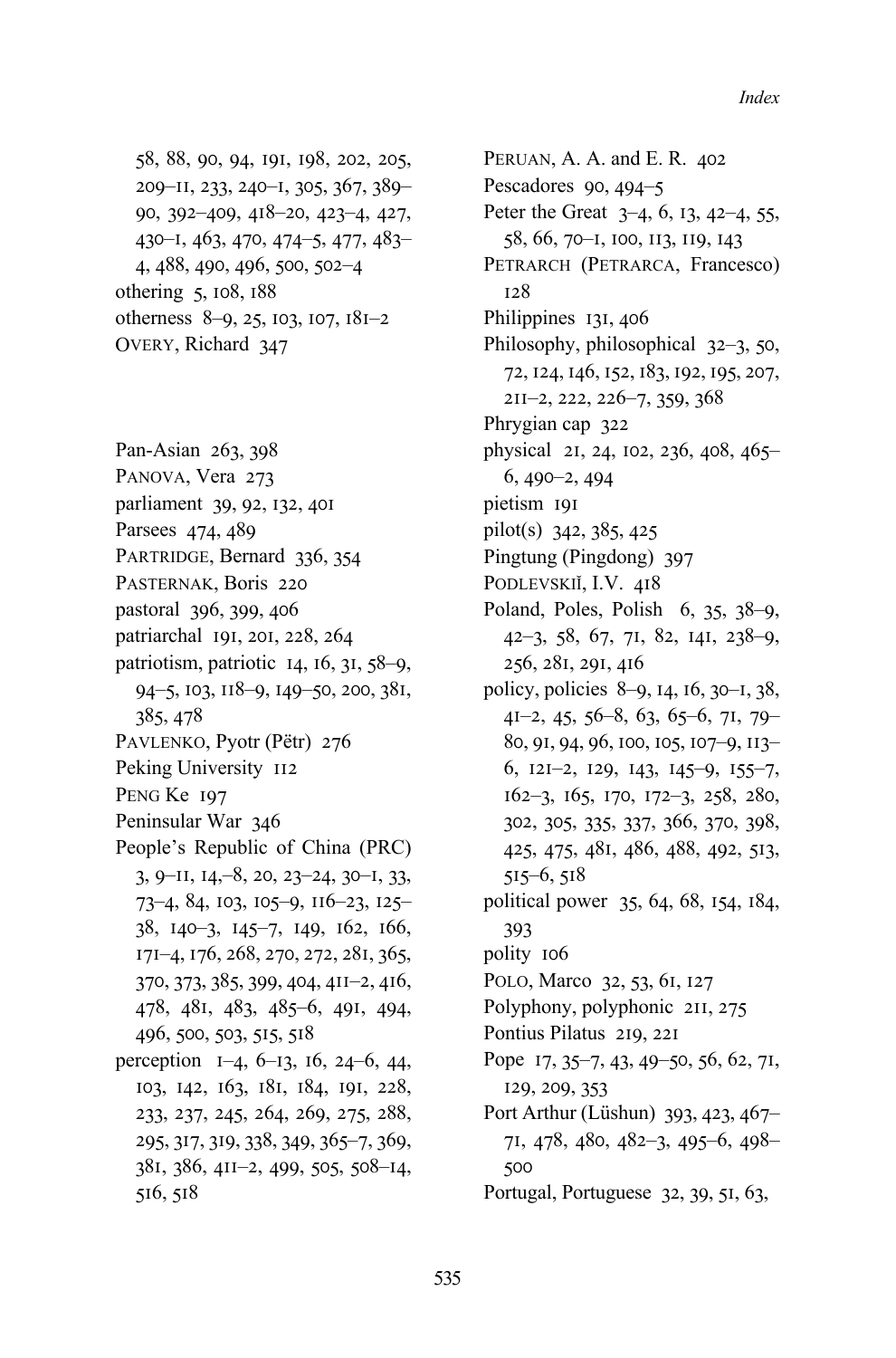58, 88, 90, 94, 191, 198, 202, 205, 209–11, 233, 240–1, 305, 367, 389–90, 392–409, 418–20, 423–4, 427, 430–1, 463, 470, 474–5, 477, 483–4, 488, 490, 496, 500, 502–4

othering 5, 108, 188

otherness 8–9, 25, 103, 107, 181–2

OVERY, Richard 347

Pan-Asian 263, 398

PANOVA, Vera 273

parliament 39, 92, 132, 401

Parsees 474, 489

PARTRIDGE, Bernard 336, 354

PASTERNAK, Boris 220

pastoral 396, 399, 406

patriarchal 191, 201, 228, 264

patriotism, patriotic 14, 16, 31, 58–9, 94–5, 103, 118–9, 149–50, 200, 381, 385, 478

PAVLENKO, Pyotr (Pëtr) 276

Peking University 112

PENG Ke 197

Peninsular War 346

People's Republic of China (PRC) 3, 9–11, 14,–8, 20, 23–24, 30–1, 33, 73–4, 84, 103, 105–9, 116–23, 125–38, 140–3, 145–7, 149, 162, 166, 171–4, 176, 268, 270, 272, 281, 365, 370, 373, 385, 399, 404, 411–2, 416, 478, 481, 483, 485–6, 491, 494, 496, 500, 503, 515, 518

perception 1–4, 6–13, 16, 24–6, 44, 103, 142, 163, 181, 184, 191, 228, 233, 237, 245, 264, 269, 275, 288, 295, 317, 319, 338, 349, 365–7, 369, 381, 386, 411–2, 499, 505, 508–14, 516, 518

PERUAN, A. A. and E. R. 402

Pescadores 90, 494–5

Peter the Great 3–4, 6, 13, 42–4, 55, 58, 66, 70–1, 100, 113, 119, 143

PETRARCH (PETRARCA, Francesco) 128

Philippines 131, 406

Philosophy, philosophical 32–3, 50, 72, 124, 146, 152, 183, 192, 195, 207, 211–2, 222, 226–7, 359, 368

Phrygian cap 322

physical 21, 24, 102, 236, 408, 465–6, 490–2, 494

pietism 191

pilot(s) 342, 385, 425

Pingtung (Pingdong) 397

PODLEVSKIĬ, I.V. 418

Poland, Poles, Polish 6, 35, 38–9, 42–3, 58, 67, 71, 82, 141, 238–9, 256, 281, 291, 416

policy, policies 8–9, 14, 16, 30–1, 38, 41–2, 45, 56–8, 63, 65–6, 71, 79–80, 91, 94, 96, 100, 105, 107–9, 113–6, 121–2, 129, 143, 145–9, 155–7, 162–3, 165, 170, 172–3, 258, 280, 302, 305, 335, 337, 366, 370, 398, 425, 475, 481, 486, 488, 492, 513, 515–6, 518

political power 35, 64, 68, 154, 184, 393

polity 106

POLO, Marco 32, 53, 61, 127

Polyphony, polyphonic 211, 275

Pontius Pilatus 219, 221

Pope 17, 35–7, 43, 49–50, 56, 62, 71, 129, 209, 353

Port Arthur (Lüshun) 393, 423, 467–71, 478, 480, 482–3, 495–6, 498–500

Portugal, Portuguese 32, 39, 51, 63,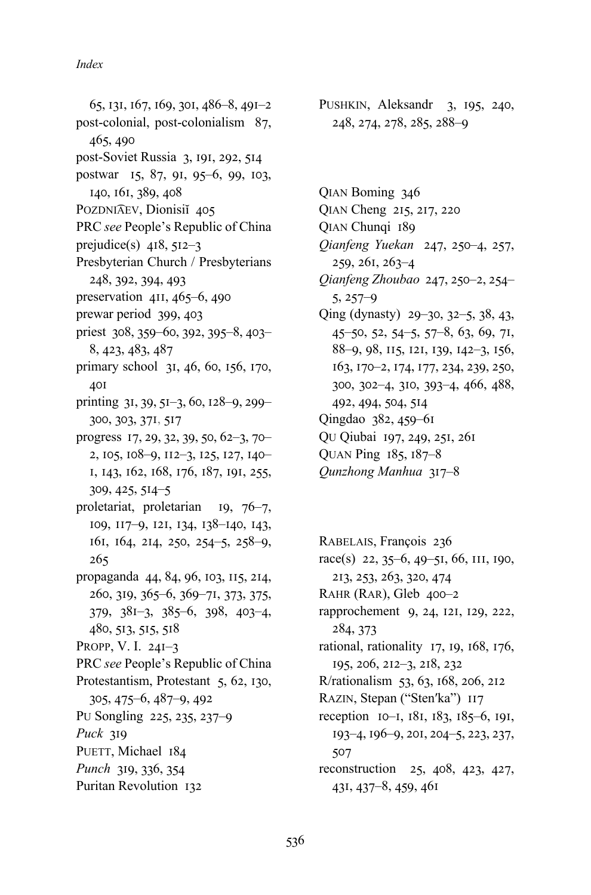65, 131, 167, 169, 301, 486–8, 491–2
post-colonial, post-colonialism 87, 465, 490
post-Soviet Russia 3, 191, 292, 514
postwar 15, 87, 91, 95–6, 99, 103, 140, 161, 389, 408
POZDNIA͡EV, Dionisiĭ 405
PRC *see* People's Republic of China
prejudice(s) 418, 512–3
Presbyterian Church / Presbyterians 248, 392, 394, 493
preservation 411, 465–6, 490
prewar period 399, 403
priest 308, 359–60, 392, 395–8, 403–8, 423, 483, 487
primary school 31, 46, 60, 156, 170, 401
printing 31, 39, 51–3, 60, 128–9, 299–300, 303, 371, 517
progress 17, 29, 32, 39, 50, 62–3, 70–2, 105, 108–9, 112–3, 125, 127, 140–1, 143, 162, 168, 176, 187, 191, 255, 309, 425, 514–5
proletariat, proletarian 19, 76–7, 109, 117–9, 121, 134, 138–140, 143, 161, 164, 214, 250, 254–5, 258–9, 265
propaganda 44, 84, 96, 103, 115, 214, 260, 319, 365–6, 369–71, 373, 375, 379, 381–3, 385–6, 398, 403–4, 480, 513, 515, 518
PROPP, V. I. 241–3
PRC *see* People's Republic of China
Protestantism, Protestant 5, 62, 130, 305, 475–6, 487–9, 492
PU Songling 225, 235, 237–9
*Puck* 319
PUETT, Michael 184
*Punch* 319, 336, 354
Puritan Revolution 132

PUSHKIN, Aleksandr 3, 195, 240, 248, 274, 278, 285, 288–9

QIAN Boming 346
QIAN Cheng 215, 217, 220
QIAN Chunqi 189
*Qianfeng Yuekan* 247, 250–4, 257, 259, 261, 263–4
*Qianfeng Zhoubao* 247, 250–2, 254–5, 257–9
Qing (dynasty) 29–30, 32–5, 38, 43, 45–50, 52, 54–5, 57–8, 63, 69, 71, 88–9, 98, 115, 121, 139, 142–3, 156, 163, 170–2, 174, 177, 234, 239, 250, 300, 302–4, 310, 393–4, 466, 488, 492, 494, 504, 514
Qingdao 382, 459–61
QU Qiubai 197, 249, 251, 261
QUAN Ping 185, 187–8
*Qunzhong Manhua* 317–8

RABELAIS, François 236
race(s) 22, 35–6, 49–51, 66, 111, 190, 213, 253, 263, 320, 474
RAHR (RAR), Gleb 400–2
rapprochement 9, 24, 121, 129, 222, 284, 373
rational, rationality 17, 19, 168, 176, 195, 206, 212–3, 218, 232
R/rationalism 53, 63, 168, 206, 212
RAZIN, Stepan ("Sten′ka") 117
reception 10–1, 181, 183, 185–6, 191, 193–4, 196–9, 201, 204–5, 223, 237, 507
reconstruction 25, 408, 423, 427, 431, 437–8, 459, 461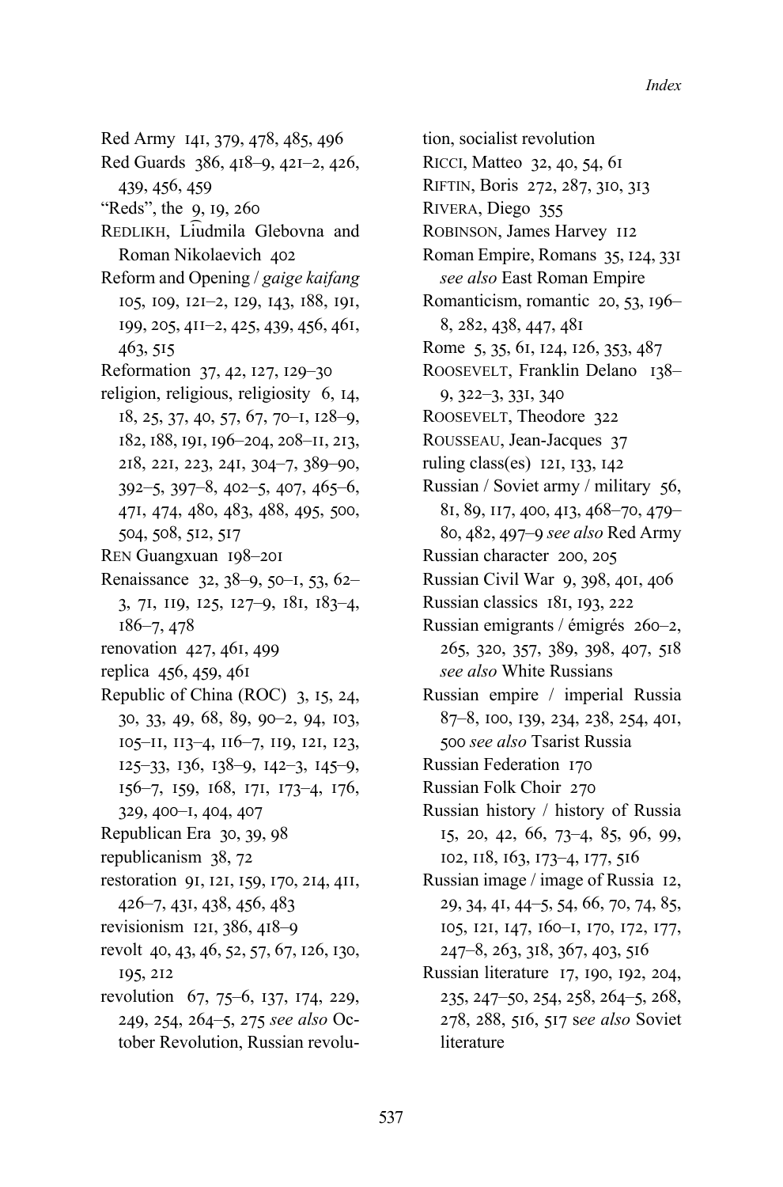Red Army 141, 379, 478, 485, 496

Red Guards 386, 418–9, 421–2, 426, 439, 456, 459

"Reds", the 9, 19, 260

REDLIKH, Li͡udmila Glebovna and Roman Nikolaevich 402

Reform and Opening / *gaige kaifang* 105, 109, 121–2, 129, 143, 188, 191, 199, 205, 411–2, 425, 439, 456, 461, 463, 515

Reformation 37, 42, 127, 129–30

religion, religious, religiosity 6, 14, 18, 25, 37, 40, 57, 67, 70–1, 128–9, 182, 188, 191, 196–204, 208–11, 213, 218, 221, 223, 241, 304–7, 389–90, 392–5, 397–8, 402–5, 407, 465–6, 471, 474, 480, 483, 488, 495, 500, 504, 508, 512, 517

REN Guangxuan 198–201

Renaissance 32, 38–9, 50–1, 53, 62–3, 71, 119, 125, 127–9, 181, 183–4, 186–7, 478

renovation 427, 461, 499

replica 456, 459, 461

Republic of China (ROC) 3, 15, 24, 30, 33, 49, 68, 89, 90–2, 94, 103, 105–11, 113–4, 116–7, 119, 121, 123, 125–33, 136, 138–9, 142–3, 145–9, 156–7, 159, 168, 171, 173–4, 176, 329, 400–1, 404, 407

Republican Era 30, 39, 98

republicanism 38, 72

restoration 91, 121, 159, 170, 214, 411, 426–7, 431, 438, 456, 483

revisionism 121, 386, 418–9

revolt 40, 43, 46, 52, 57, 67, 126, 130, 195, 212

revolution 67, 75–6, 137, 174, 229, 249, 254, 264–5, 275 *see also* October Revolution, Russian revolution, socialist revolution

RICCI, Matteo 32, 40, 54, 61

RIFTIN, Boris 272, 287, 310, 313

RIVERA, Diego 355

ROBINSON, James Harvey 112

Roman Empire, Romans 35, 124, 331 *see also* East Roman Empire

Romanticism, romantic 20, 53, 196–8, 282, 438, 447, 481

Rome 5, 35, 61, 124, 126, 353, 487

ROOSEVELT, Franklin Delano 138–9, 322–3, 331, 340

ROOSEVELT, Theodore 322

ROUSSEAU, Jean-Jacques 37

ruling class(es) 121, 133, 142

Russian / Soviet army / military 56, 81, 89, 117, 400, 413, 468–70, 479–80, 482, 497–9 *see also* Red Army

Russian character 200, 205

Russian Civil War 9, 398, 401, 406

Russian classics 181, 193, 222

Russian emigrants / émigrés 260–2, 265, 320, 357, 389, 398, 407, 518 *see also* White Russians

Russian empire / imperial Russia 87–8, 100, 139, 234, 238, 254, 401, 500 *see also* Tsarist Russia

Russian Federation 170

Russian Folk Choir 270

Russian history / history of Russia 15, 20, 42, 66, 73–4, 85, 96, 99, 102, 118, 163, 173–4, 177, 516

Russian image / image of Russia 12, 29, 34, 41, 44–5, 54, 66, 70, 74, 85, 105, 121, 147, 160–1, 170, 172, 177, 247–8, 263, 318, 367, 403, 516

Russian literature 17, 190, 192, 204, 235, 247–50, 254, 258, 264–5, 268, 278, 288, 516, 517 *see also* Soviet literature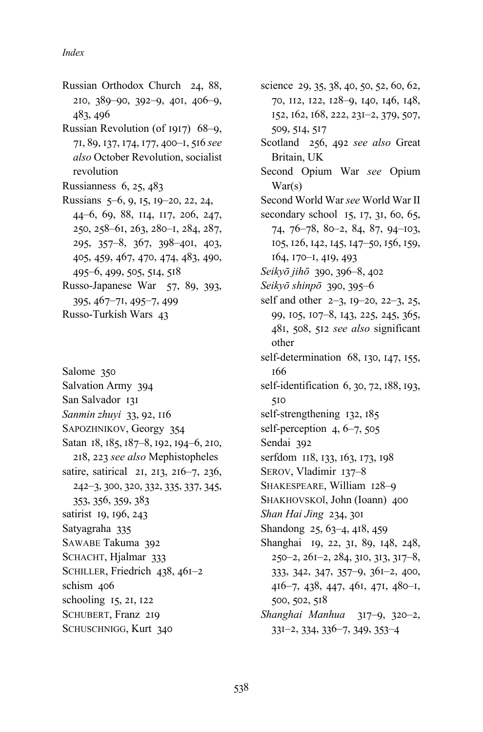Russian Orthodox Church 24, 88, 210, 389–90, 392–9, 401, 406–9, 483, 496

Russian Revolution (of 1917) 68–9, 71, 89, 137, 174, 177, 400–1, 516 *see also* October Revolution, socialist revolution

Russianness 6, 25, 483

Russians 5–6, 9, 15, 19–20, 22, 24, 44–6, 69, 88, 114, 117, 206, 247, 250, 258–61, 263, 280–1, 284, 287, 295, 357–8, 367, 398–401, 403, 405, 459, 467, 470, 474, 483, 490, 495–6, 499, 505, 514, 518

Russo-Japanese War 57, 89, 393, 395, 467–71, 495–7, 499

Russo-Turkish Wars 43

Salome 350

Salvation Army 394

San Salvador 131

*Sanmin zhuyi* 33, 92, 116

SAPOZHNIKOV, Georgy 354

Satan 18, 185, 187–8, 192, 194–6, 210, 218, 223 *see also* Mephistopheles

satire, satirical 21, 213, 216–7, 236, 242–3, 300, 320, 332, 335, 337, 345, 353, 356, 359, 383

satirist 19, 196, 243

Satyagraha 335

SAWABE Takuma 392

SCHACHT, Hjalmar 333

SCHILLER, Friedrich 438, 461–2

schism 406

schooling 15, 21, 122

SCHUBERT, Franz 219

SCHUSCHNIGG, Kurt 340

science 29, 35, 38, 40, 50, 52, 60, 62, 70, 112, 122, 128–9, 140, 146, 148, 152, 162, 168, 222, 231–2, 379, 507, 509, 514, 517

Scotland 256, 492 *see also* Great Britain, UK

Second Opium War *see* Opium War(s)

Second World War *see* World War II

secondary school 15, 17, 31, 60, 65, 74, 76–78, 80–2, 84, 87, 94–103, 105, 126, 142, 145, 147–50, 156, 159, 164, 170–1, 419, 493

*Seikyō jihō* 390, 396–8, 402

*Seikyō shinpō* 390, 395–6

self and other 2–3, 19–20, 22–3, 25, 99, 105, 107–8, 143, 225, 245, 365, 481, 508, 512 *see also* significant other

self-determination 68, 130, 147, 155, 166

self-identification 6, 30, 72, 188, 193, 510

self-strengthening 132, 185

self-perception 4, 6–7, 505

Sendai 392

serfdom 118, 133, 163, 173, 198

SEROV, Vladimir 137–8

SHAKESPEARE, William 128–9

SHAKHOVSKOĬ, John (Ioann) 400

*Shan Hai Jing* 234, 301

Shandong 25, 63–4, 418, 459

Shanghai 19, 22, 31, 89, 148, 248, 250–2, 261–2, 284, 310, 313, 317–8, 333, 342, 347, 357–9, 361–2, 400, 416–7, 438, 447, 461, 471, 480–1, 500, 502, 518

*Shanghai Manhua* 317–9, 320–2, 331–2, 334, 336–7, 349, 353–4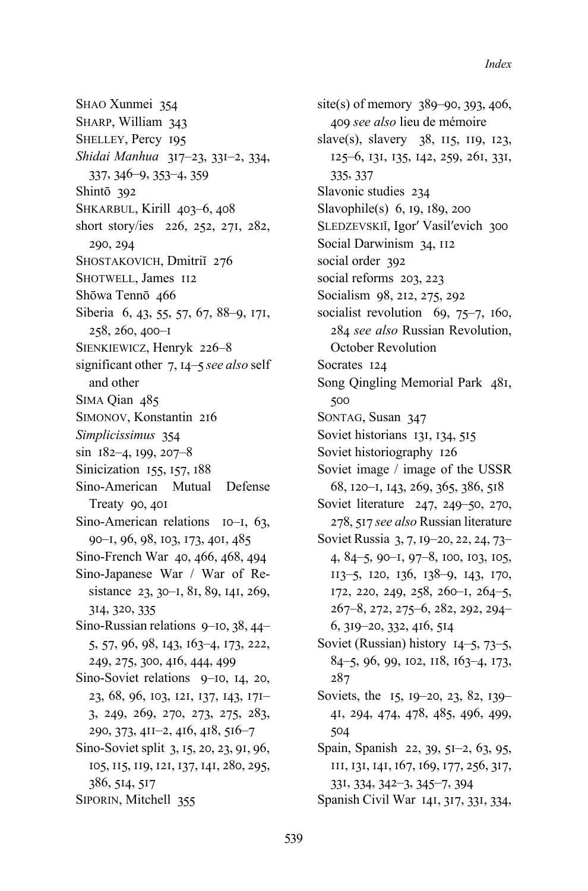SHAO Xunmei 354
SHARP, William 343
SHELLEY, Percy 195
*Shidai Manhua* 317–23, 331–2, 334, 337, 346–9, 353–4, 359
Shintō 392
SHKARBUL, Kirill 403–6, 408
short story/ies 226, 252, 271, 282, 290, 294
SHOSTAKOVICH, Dmitriĭ 276
SHOTWELL, James 112
Shōwa Tennō 466
Siberia 6, 43, 55, 57, 67, 88–9, 171, 258, 260, 400–1
SIENKIEWICZ, Henryk 226–8
significant other 7, 14–5 *see also* self and other
SIMA Qian 485
SIMONOV, Konstantin 216
*Simplicissimus* 354
sin 182–4, 199, 207–8
Sinicization 155, 157, 188
Sino-American Mutual Defense Treaty 90, 401
Sino-American relations 10–1, 63, 90–1, 96, 98, 103, 173, 401, 485
Sino-French War 40, 466, 468, 494
Sino-Japanese War / War of Resistance 23, 30–1, 81, 89, 141, 269, 314, 320, 335
Sino-Russian relations 9–10, 38, 44–5, 57, 96, 98, 143, 163–4, 173, 222, 249, 275, 300, 416, 444, 499
Sino-Soviet relations 9–10, 14, 20, 23, 68, 96, 103, 121, 137, 143, 171–3, 249, 269, 270, 273, 275, 283, 290, 373, 411–2, 416, 418, 516–7
Sino-Soviet split 3, 15, 20, 23, 91, 96, 105, 115, 119, 121, 137, 141, 280, 295, 386, 514, 517
SIPORIN, Mitchell 355
site(s) of memory 389–90, 393, 406, 409 *see also* lieu de mémoire
slave(s), slavery 38, 115, 119, 123, 125–6, 131, 135, 142, 259, 261, 331, 335, 337
Slavonic studies 234
Slavophile(s) 6, 19, 189, 200
SLEDZEVSKIĬ, Igor′ Vasil′evich 300
Social Darwinism 34, 112
social order 392
social reforms 203, 223
Socialism 98, 212, 275, 292
socialist revolution 69, 75–7, 160, 284 *see also* Russian Revolution, October Revolution
Socrates 124
Song Qingling Memorial Park 481, 500
SONTAG, Susan 347
Soviet historians 131, 134, 515
Soviet historiography 126
Soviet image / image of the USSR 68, 120–1, 143, 269, 365, 386, 518
Soviet literature 247, 249–50, 270, 278, 517 *see also* Russian literature
Soviet Russia 3, 7, 19–20, 22, 24, 73–4, 84–5, 90–1, 97–8, 100, 103, 105, 113–5, 120, 136, 138–9, 143, 170, 172, 220, 249, 258, 260–1, 264–5, 267–8, 272, 275–6, 282, 292, 294–6, 319–20, 332, 416, 514
Soviet (Russian) history 14–5, 73–5, 84–5, 96, 99, 102, 118, 163–4, 173, 287
Soviets, the 15, 19–20, 23, 82, 139–41, 294, 474, 478, 485, 496, 499, 504
Spain, Spanish 22, 39, 51–2, 63, 95, 111, 131, 141, 167, 169, 177, 256, 317, 331, 334, 342–3, 345–7, 394
Spanish Civil War 141, 317, 331, 334,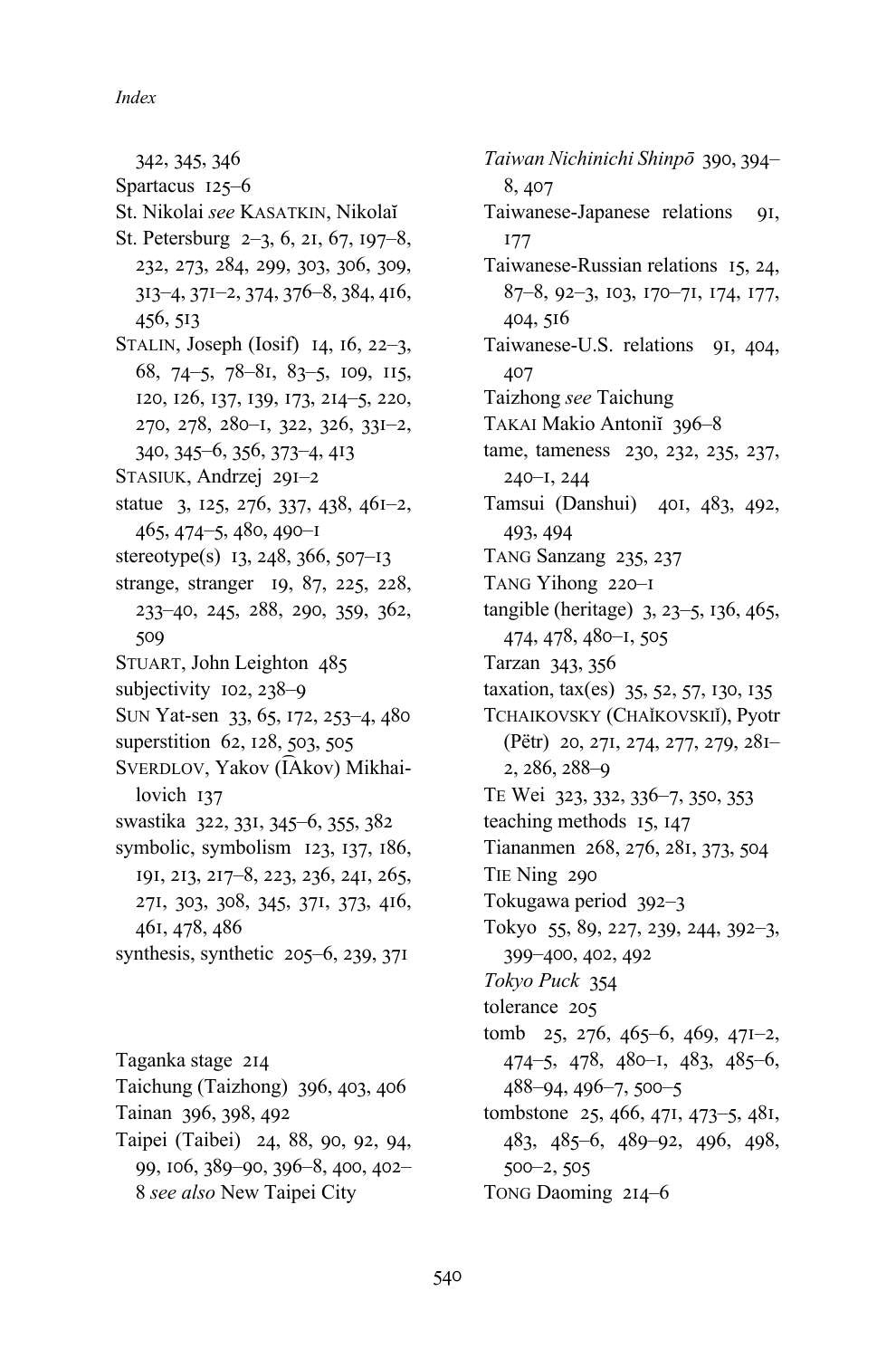342, 345, 346

Spartacus 125–6

St. Nikolai *see* KASATKIN, Nikolaĭ

St. Petersburg 2–3, 6, 21, 67, 197–8, 232, 273, 284, 299, 303, 306, 309, 313–4, 371–2, 374, 376–8, 384, 416, 456, 513

STALIN, Joseph (Iosif) 14, 16, 22–3, 68, 74–5, 78–81, 83–5, 109, 115, 120, 126, 137, 139, 173, 214–5, 220, 270, 278, 280–1, 322, 326, 331–2, 340, 345–6, 356, 373–4, 413

STASIUK, Andrzej 291–2

statue 3, 125, 276, 337, 438, 461–2, 465, 474–5, 480, 490–1

stereotype(s) 13, 248, 366, 507–13

strange, stranger 19, 87, 225, 228, 233–40, 245, 288, 290, 359, 362, 509

STUART, John Leighton 485

subjectivity 102, 238–9

SUN Yat-sen 33, 65, 172, 253–4, 480

superstition 62, 128, 503, 505

SVERDLOV, Yakov (I͡Akov) Mikhailovich 137

swastika 322, 331, 345–6, 355, 382

symbolic, symbolism 123, 137, 186, 191, 213, 217–8, 223, 236, 241, 265, 271, 303, 308, 345, 371, 373, 416, 461, 478, 486

synthesis, synthetic 205–6, 239, 371

Taganka stage 214

Taichung (Taizhong) 396, 403, 406

Tainan 396, 398, 492

Taipei (Taibei) 24, 88, 90, 92, 94, 99, 106, 389–90, 396–8, 400, 402–8 *see also* New Taipei City

*Taiwan Nichinichi Shinpō* 390, 394–8, 407

Taiwanese-Japanese relations 91, 177

Taiwanese-Russian relations 15, 24, 87–8, 92–3, 103, 170–71, 174, 177, 404, 516

Taiwanese-U.S. relations 91, 404, 407

Taizhong *see* Taichung

TAKAI Makio Antoniĭ 396–8

tame, tameness 230, 232, 235, 237, 240–1, 244

Tamsui (Danshui) 401, 483, 492, 493, 494

TANG Sanzang 235, 237

TANG Yihong 220–1

tangible (heritage) 3, 23–5, 136, 465, 474, 478, 480–1, 505

Tarzan 343, 356

taxation, tax(es) 35, 52, 57, 130, 135

TCHAIKOVSKY (CHAĬKOVSKIĬ), Pyotr (Pëtr) 20, 271, 274, 277, 279, 281–2, 286, 288–9

TE Wei 323, 332, 336–7, 350, 353

teaching methods 15, 147

Tiananmen 268, 276, 281, 373, 504

TIE Ning 290

Tokugawa period 392–3

Tokyo 55, 89, 227, 239, 244, 392–3, 399–400, 402, 492

*Tokyo Puck* 354

tolerance 205

tomb 25, 276, 465–6, 469, 471–2, 474–5, 478, 480–1, 483, 485–6, 488–94, 496–7, 500–5

tombstone 25, 466, 471, 473–5, 481, 483, 485–6, 489–92, 496, 498, 500–2, 505

TONG Daoming 214–6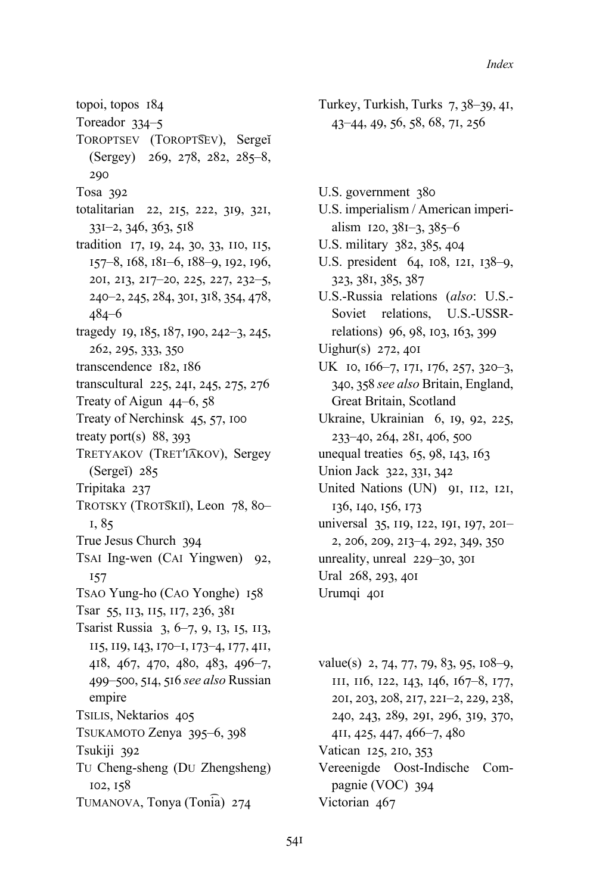topoi, topos 184
Toreador 334–5
TOROPTSEV (TOROPTS͡EV), Sergeĭ (Sergey) 269, 278, 282, 285–8, 290
Tosa 392
totalitarian 22, 215, 222, 319, 321, 331–2, 346, 363, 518
tradition 17, 19, 24, 30, 33, 110, 115, 157–8, 168, 181–6, 188–9, 192, 196, 201, 213, 217–20, 225, 227, 232–5, 240–2, 245, 284, 301, 318, 354, 478, 484–6
tragedy 19, 185, 187, 190, 242–3, 245, 262, 295, 333, 350
transcendence 182, 186
transcultural 225, 241, 245, 275, 276
Treaty of Aigun 44–6, 58
Treaty of Nerchinsk 45, 57, 100
treaty port(s) 88, 393
TRETYAKOV (TRETʹI͡AKOV), Sergey (Sergeĭ) 285
Tripitaka 237
TROTSKY (TROTS͡KIĬ), Leon 78, 80–1, 85
True Jesus Church 394
TSAI Ing-wen (CAI Yingwen) 92, 157
TSAO Yung-ho (CAO Yonghe) 158
Tsar 55, 113, 115, 117, 236, 381
Tsarist Russia 3, 6–7, 9, 13, 15, 113, 115, 119, 143, 170–1, 173–4, 177, 411, 418, 467, 470, 480, 483, 496–7, 499–500, 514, 516 *see also* Russian empire
TSILIS, Nektarios 405
TSUKAMOTO Zenya 395–6, 398
Tsukiji 392
TU Cheng-sheng (DU Zhengsheng) 102, 158
TUMANOVA, Tonya (Toni͡a) 274

Turkey, Turkish, Turks 7, 38–39, 41, 43–44, 49, 56, 58, 68, 71, 256

U.S. government 380
U.S. imperialism / American imperialism 120, 381–3, 385–6
U.S. military 382, 385, 404
U.S. president 64, 108, 121, 138–9, 323, 381, 385, 387
U.S.-Russia relations (*also*: U.S.-Soviet relations, U.S.-USSR-relations) 96, 98, 103, 163, 399
Uighur(s) 272, 401
UK 10, 166–7, 171, 176, 257, 320–3, 340, 358 *see also* Britain, England, Great Britain, Scotland
Ukraine, Ukrainian 6, 19, 92, 225, 233–40, 264, 281, 406, 500
unequal treaties 65, 98, 143, 163
Union Jack 322, 331, 342
United Nations (UN) 91, 112, 121, 136, 140, 156, 173
universal 35, 119, 122, 191, 197, 201–2, 206, 209, 213–4, 292, 349, 350
unreality, unreal 229–30, 301
Ural 268, 293, 401
Urumqi 401

value(s) 2, 74, 77, 79, 83, 95, 108–9, 111, 116, 122, 143, 146, 167–8, 177, 201, 203, 208, 217, 221–2, 229, 238, 240, 243, 289, 291, 296, 319, 370, 411, 425, 447, 466–7, 480
Vatican 125, 210, 353
Vereenigde Oost-Indische Compagnie (VOC) 394
Victorian 467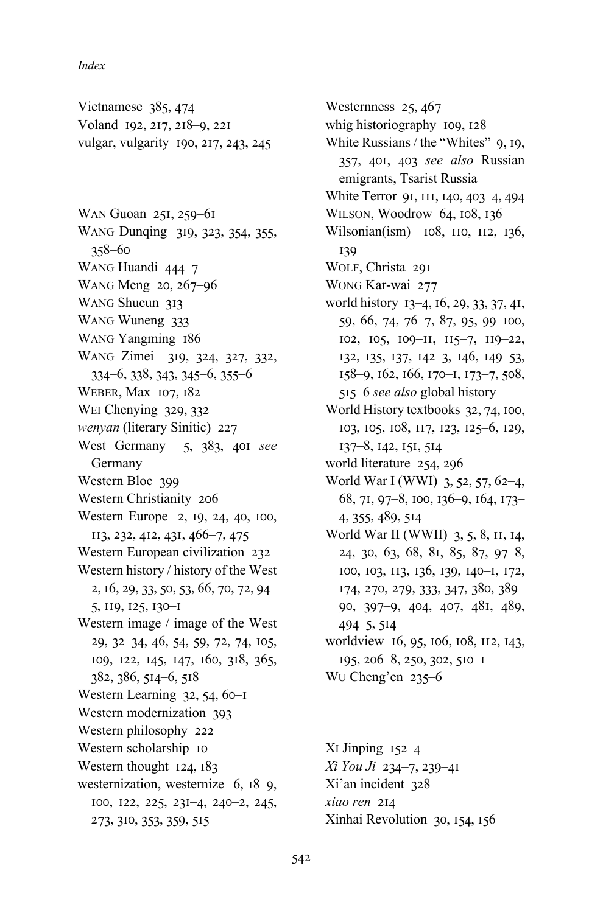Vietnamese 385, 474
Voland 192, 217, 218–9, 221
vulgar, vulgarity 190, 217, 243, 245

WAN Guoan 251, 259–61
WANG Dunqing 319, 323, 354, 355, 358–60
WANG Huandi 444–7
WANG Meng 20, 267–96
WANG Shucun 313
WANG Wuneng 333
WANG Yangming 186
WANG Zimei 319, 324, 327, 332, 334–6, 338, 343, 345–6, 355–6
WEBER, Max 107, 182
WEI Chenying 329, 332
*wenyan* (literary Sinitic) 227
West Germany 5, 383, 401 *see* Germany
Western Bloc 399
Western Christianity 206
Western Europe 2, 19, 24, 40, 100, 113, 232, 412, 431, 466–7, 475
Western European civilization 232
Western history / history of the West 2, 16, 29, 33, 50, 53, 66, 70, 72, 94–5, 119, 125, 130–1
Western image / image of the West 29, 32–34, 46, 54, 59, 72, 74, 105, 109, 122, 145, 147, 160, 318, 365, 382, 386, 514–6, 518
Western Learning 32, 54, 60–1
Western modernization 393
Western philosophy 222
Western scholarship 10
Western thought 124, 183
westernization, westernize 6, 18–9, 100, 122, 225, 231–4, 240–2, 245, 273, 310, 353, 359, 515
Westernness 25, 467
whig historiography 109, 128
White Russians / the "Whites" 9, 19, 357, 401, 403 *see also* Russian emigrants, Tsarist Russia
White Terror 91, 111, 140, 403–4, 494
WILSON, Woodrow 64, 108, 136
Wilsonian(ism) 108, 110, 112, 136, 139
WOLF, Christa 291
WONG Kar-wai 277
world history 13–4, 16, 29, 33, 37, 41, 59, 66, 74, 76–7, 87, 95, 99–100, 102, 105, 109–11, 115–7, 119–22, 132, 135, 137, 142–3, 146, 149–53, 158–9, 162, 166, 170–1, 173–7, 508, 515–6 *see also* global history
World History textbooks 32, 74, 100, 103, 105, 108, 117, 123, 125–6, 129, 137–8, 142, 151, 514
world literature 254, 296
World War I (WWI) 3, 52, 57, 62–4, 68, 71, 97–8, 100, 136–9, 164, 173–4, 355, 489, 514
World War II (WWII) 3, 5, 8, 11, 14, 24, 30, 63, 68, 81, 85, 87, 97–8, 100, 103, 113, 136, 139, 140–1, 172, 174, 270, 279, 333, 347, 380, 389–90, 397–9, 404, 407, 481, 489, 494–5, 514
worldview 16, 95, 106, 108, 112, 143, 195, 206–8, 250, 302, 510–1
WU Cheng'en 235–6

XI Jinping 152–4
*Xi You Ji* 234–7, 239–41
Xi'an incident 328
*xiao ren* 214
Xinhai Revolution 30, 154, 156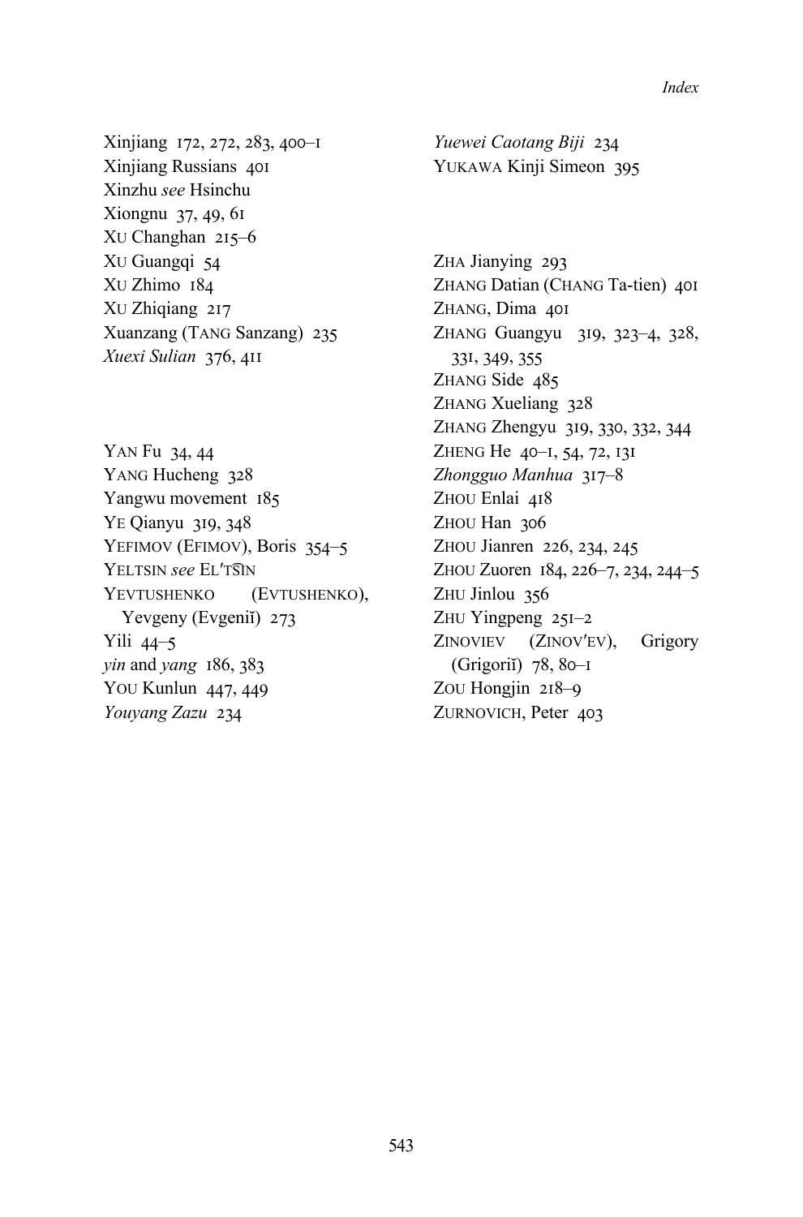Xinjiang 172, 272, 283, 400–1
Xinjiang Russians 401
Xinzhu *see* Hsinchu
Xiongnu 37, 49, 61
XU Changhan 215–6
XU Guangqi 54
XU Zhimo 184
XU Zhiqiang 217
Xuanzang (TANG Sanzang) 235
*Xuexi Sulian* 376, 411

YAN Fu 34, 44
YANG Hucheng 328
Yangwu movement 185
YE Qianyu 319, 348
YEFIMOV (EFIMOV), Boris 354–5
YELTSIN *see* EL′T͡SIN
YEVTUSHENKO (EVTUSHENKO), Yevgeny (Evgeniĭ) 273
Yili 44–5
*yin* and *yang* 186, 383
YOU Kunlun 447, 449
*Youyang Zazu* 234

*Yuewei Caotang Biji* 234
YUKAWA Kinji Simeon 395

ZHA Jianying 293
ZHANG Datian (CHANG Ta-tien) 401
ZHANG, Dima 401
ZHANG Guangyu 319, 323–4, 328, 331, 349, 355
ZHANG Side 485
ZHANG Xueliang 328
ZHANG Zhengyu 319, 330, 332, 344
ZHENG He 40–1, 54, 72, 131
*Zhongguo Manhua* 317–8
ZHOU Enlai 418
ZHOU Han 306
ZHOU Jianren 226, 234, 245
ZHOU Zuoren 184, 226–7, 234, 244–5
ZHU Jinlou 356
ZHU Yingpeng 251–2
ZINOVIEV (ZINOV′EV), Grigory (Grigoriĭ) 78, 80–1
ZOU Hongjin 218–9
ZURNOVICH, Peter 403